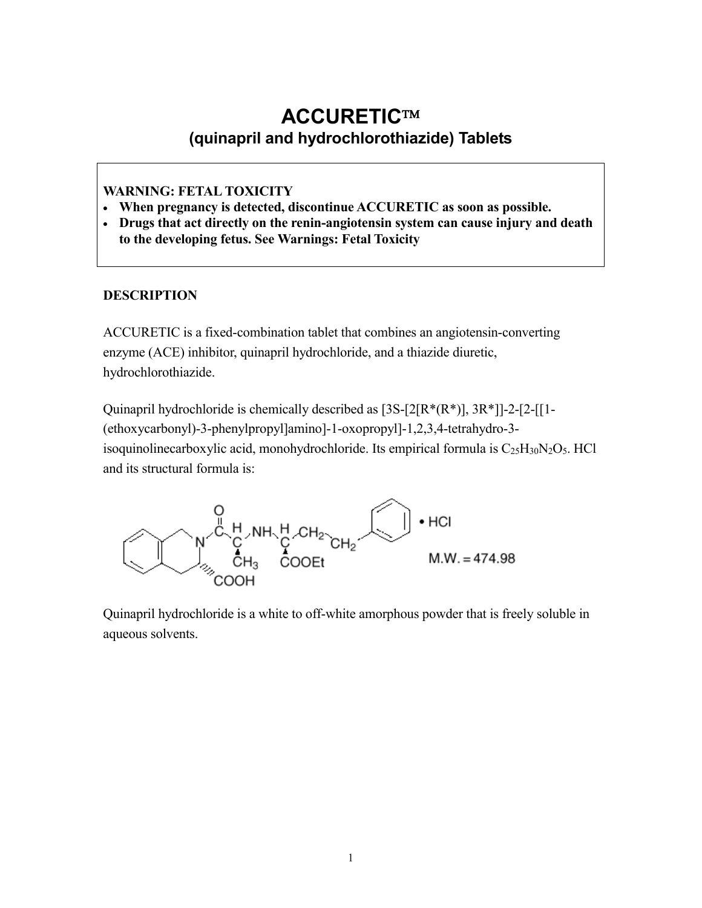# ACCURETIC™

## (quinapril and hydrochlorothiazide) Tablets

**WARNING: FETAL TOXICITY**

- **When pregnancy is detected, discontinue ACCURETIC as soon as possible.**
- **Drugs that act directly on the renin-angiotensin system can cause injury and death to the developing fetus. See Warnings: Fetal Toxicity**

### DESCRIPTION

ACCURETIC is a fixed-combination tablet that combines an angiotensin-converting enzyme (ACE) inhibitor, quinapril hydrochloride, and a thiazide diuretic, hydrochlorothiazide.

Quinapril hydrochloride is chemically described as [3S-[2[R*(R*)], 3R*]]-2-[2-[[1-(ethoxycarbonyl)-3-phenylpropyl]amino]-1-oxopropyl]-1,2,3,4-tetrahydro-3-isoquinolinecarboxylic acid, monohydrochloride. Its empirical formula is $C_{25}H_{30}N_2O_5$. HCl and its structural formula is:

• HCl

M.W. = 474.98

Quinapril hydrochloride is a white to off-white amorphous powder that is freely soluble in aqueous solvents.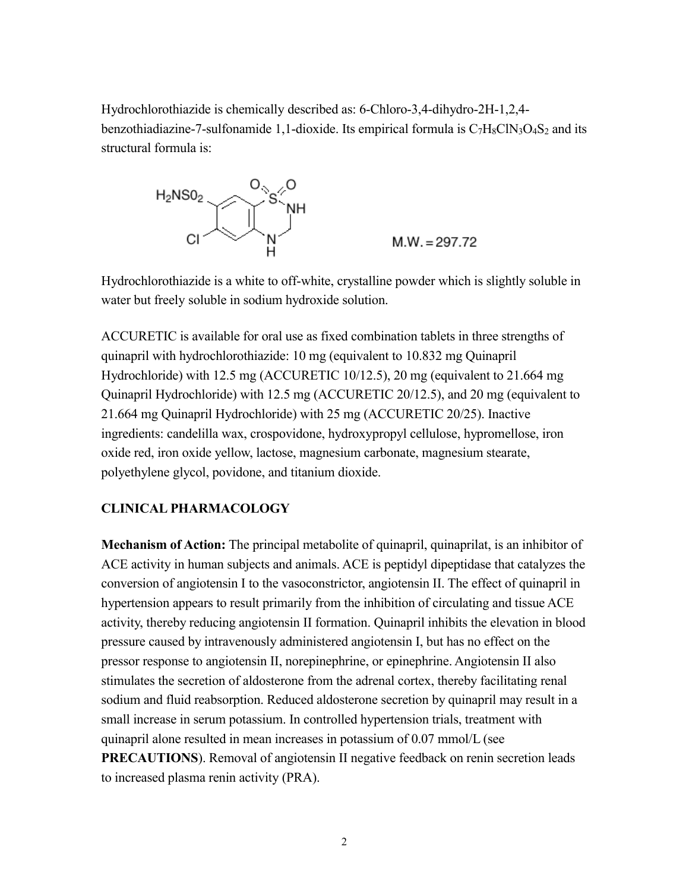Hydrochlorothiazide is chemically described as: 6-Chloro-3,4-dihydro-2H-1,2,4-benzothiadiazine-7-sulfonamide 1,1-dioxide. Its empirical formula is $C_7H_8ClN_3O_4S_2$ and its structural formula is:

M.W. = 297.72

Hydrochlorothiazide is a white to off-white, crystalline powder which is slightly soluble in water but freely soluble in sodium hydroxide solution.

ACCURETIC is available for oral use as fixed combination tablets in three strengths of quinapril with hydrochlorothiazide: 10 mg (equivalent to 10.832 mg Quinapril Hydrochloride) with 12.5 mg (ACCURETIC 10/12.5), 20 mg (equivalent to 21.664 mg Quinapril Hydrochloride) with 12.5 mg (ACCURETIC 20/12.5), and 20 mg (equivalent to 21.664 mg Quinapril Hydrochloride) with 25 mg (ACCURETIC 20/25). Inactive ingredients: candelilla wax, crospovidone, hydroxypropyl cellulose, hypromellose, iron oxide red, iron oxide yellow, lactose, magnesium carbonate, magnesium stearate, polyethylene glycol, povidone, and titanium dioxide.

## CLINICAL PHARMACOLOGY

**Mechanism of Action:** The principal metabolite of quinapril, quinaprilat, is an inhibitor of ACE activity in human subjects and animals. ACE is peptidyl dipeptidase that catalyzes the conversion of angiotensin I to the vasoconstrictor, angiotensin II. The effect of quinapril in hypertension appears to result primarily from the inhibition of circulating and tissue ACE activity, thereby reducing angiotensin II formation. Quinapril inhibits the elevation in blood pressure caused by intravenously administered angiotensin I, but has no effect on the pressor response to angiotensin II, norepinephrine, or epinephrine. Angiotensin II also stimulates the secretion of aldosterone from the adrenal cortex, thereby facilitating renal sodium and fluid reabsorption. Reduced aldosterone secretion by quinapril may result in a small increase in serum potassium. In controlled hypertension trials, treatment with quinapril alone resulted in mean increases in potassium of 0.07 mmol/L (see **PRECAUTIONS**). Removal of angiotensin II negative feedback on renin secretion leads to increased plasma renin activity (PRA).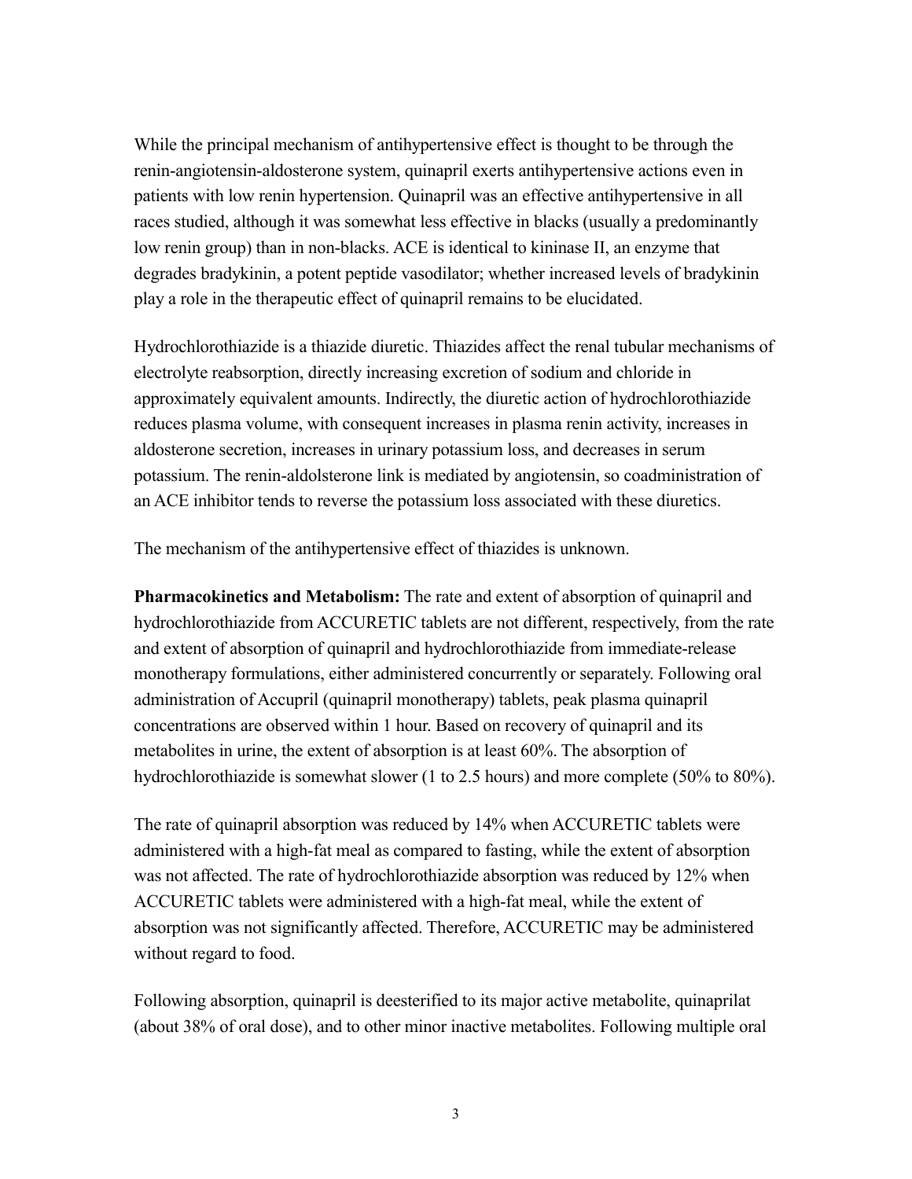While the principal mechanism of antihypertensive effect is thought to be through the renin-angiotensin-aldosterone system, quinapril exerts antihypertensive actions even in patients with low renin hypertension. Quinapril was an effective antihypertensive in all races studied, although it was somewhat less effective in blacks (usually a predominantly low renin group) than in non-blacks. ACE is identical to kininase II, an enzyme that degrades bradykinin, a potent peptide vasodilator; whether increased levels of bradykinin play a role in the therapeutic effect of quinapril remains to be elucidated.

Hydrochlorothiazide is a thiazide diuretic. Thiazides affect the renal tubular mechanisms of electrolyte reabsorption, directly increasing excretion of sodium and chloride in approximately equivalent amounts. Indirectly, the diuretic action of hydrochlorothiazide reduces plasma volume, with consequent increases in plasma renin activity, increases in aldosterone secretion, increases in urinary potassium loss, and decreases in serum potassium. The renin-aldolsterone link is mediated by angiotensin, so coadministration of an ACE inhibitor tends to reverse the potassium loss associated with these diuretics.

The mechanism of the antihypertensive effect of thiazides is unknown.

**Pharmacokinetics and Metabolism:** The rate and extent of absorption of quinapril and hydrochlorothiazide from ACCURETIC tablets are not different, respectively, from the rate and extent of absorption of quinapril and hydrochlorothiazide from immediate-release monotherapy formulations, either administered concurrently or separately. Following oral administration of Accupril (quinapril monotherapy) tablets, peak plasma quinapril concentrations are observed within 1 hour. Based on recovery of quinapril and its metabolites in urine, the extent of absorption is at least 60%. The absorption of hydrochlorothiazide is somewhat slower (1 to 2.5 hours) and more complete (50% to 80%).

The rate of quinapril absorption was reduced by 14% when ACCURETIC tablets were administered with a high-fat meal as compared to fasting, while the extent of absorption was not affected. The rate of hydrochlorothiazide absorption was reduced by 12% when ACCURETIC tablets were administered with a high-fat meal, while the extent of absorption was not significantly affected. Therefore, ACCURETIC may be administered without regard to food.

Following absorption, quinapril is deesterified to its major active metabolite, quinaprilat (about 38% of oral dose), and to other minor inactive metabolites. Following multiple oral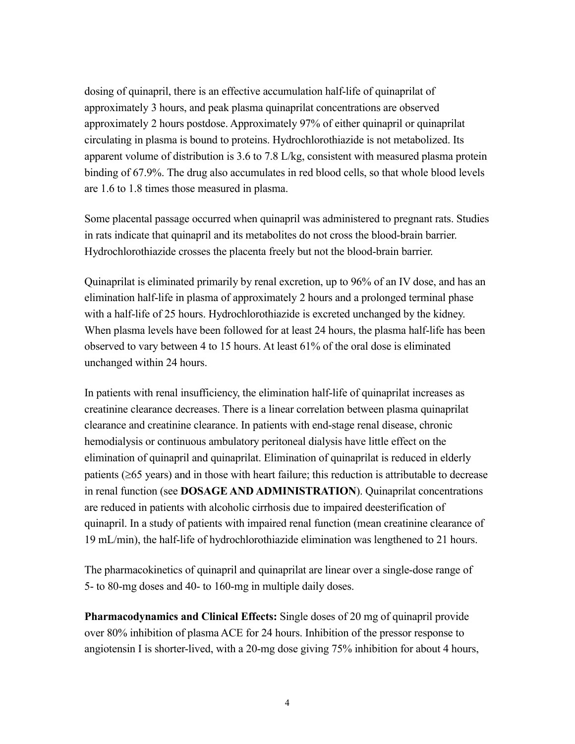dosing of quinapril, there is an effective accumulation half-life of quinaprilat of approximately 3 hours, and peak plasma quinaprilat concentrations are observed approximately 2 hours postdose. Approximately 97% of either quinapril or quinaprilat circulating in plasma is bound to proteins. Hydrochlorothiazide is not metabolized. Its apparent volume of distribution is 3.6 to 7.8 L/kg, consistent with measured plasma protein binding of 67.9%. The drug also accumulates in red blood cells, so that whole blood levels are 1.6 to 1.8 times those measured in plasma.

Some placental passage occurred when quinapril was administered to pregnant rats. Studies in rats indicate that quinapril and its metabolites do not cross the blood-brain barrier. Hydrochlorothiazide crosses the placenta freely but not the blood-brain barrier.

Quinaprilat is eliminated primarily by renal excretion, up to 96% of an IV dose, and has an elimination half-life in plasma of approximately 2 hours and a prolonged terminal phase with a half-life of 25 hours. Hydrochlorothiazide is excreted unchanged by the kidney. When plasma levels have been followed for at least 24 hours, the plasma half-life has been observed to vary between 4 to 15 hours. At least 61% of the oral dose is eliminated unchanged within 24 hours.

In patients with renal insufficiency, the elimination half-life of quinaprilat increases as creatinine clearance decreases. There is a linear correlation between plasma quinaprilat clearance and creatinine clearance. In patients with end-stage renal disease, chronic hemodialysis or continuous ambulatory peritoneal dialysis have little effect on the elimination of quinapril and quinaprilat. Elimination of quinaprilat is reduced in elderly patients (≥65 years) and in those with heart failure; this reduction is attributable to decrease in renal function (see **DOSAGE AND ADMINISTRATION**). Quinaprilat concentrations are reduced in patients with alcoholic cirrhosis due to impaired deesterification of quinapril. In a study of patients with impaired renal function (mean creatinine clearance of 19 mL/min), the half-life of hydrochlorothiazide elimination was lengthened to 21 hours.

The pharmacokinetics of quinapril and quinaprilat are linear over a single-dose range of 5- to 80-mg doses and 40- to 160-mg in multiple daily doses.

**Pharmacodynamics and Clinical Effects:** Single doses of 20 mg of quinapril provide over 80% inhibition of plasma ACE for 24 hours. Inhibition of the pressor response to angiotensin I is shorter-lived, with a 20-mg dose giving 75% inhibition for about 4 hours,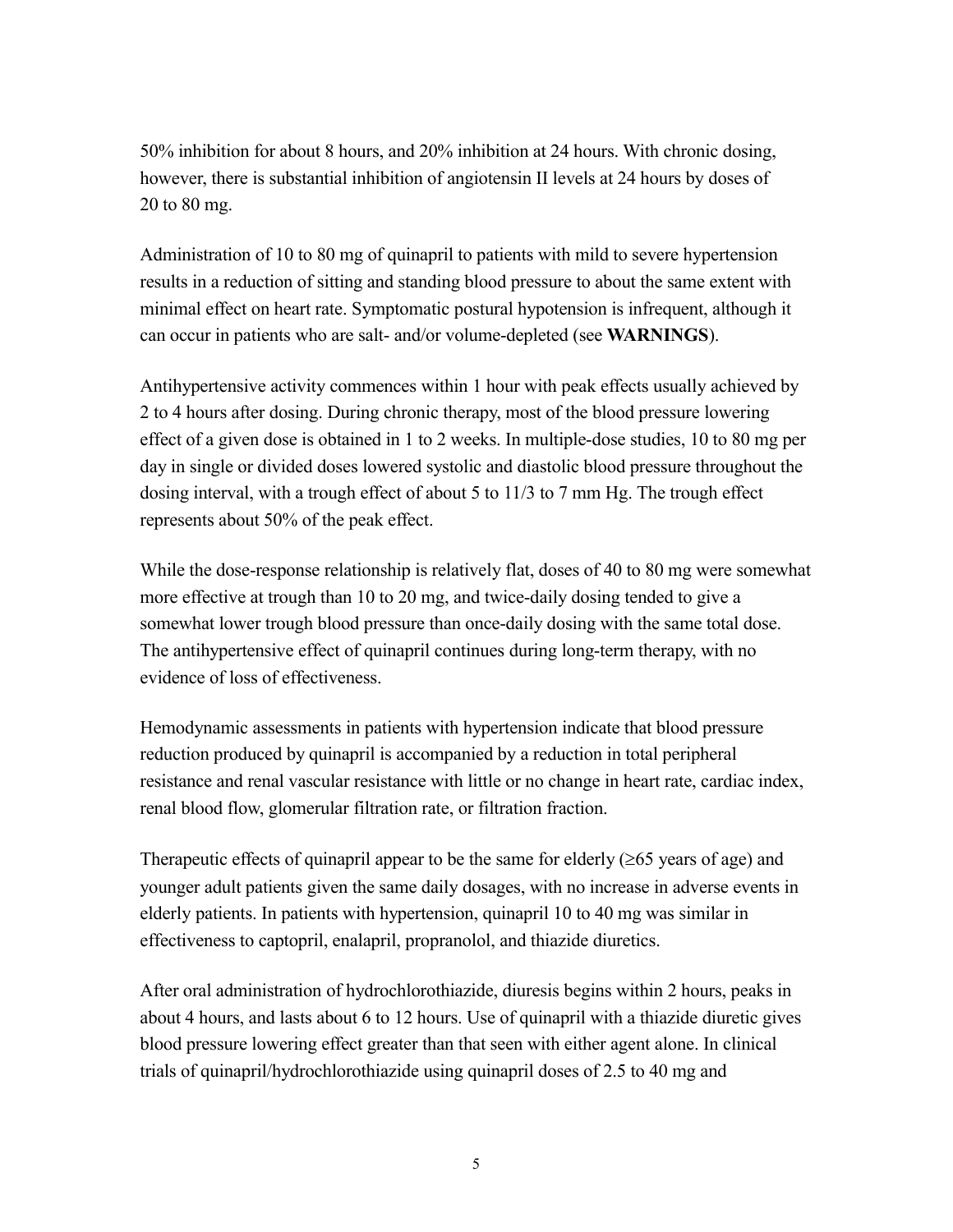50% inhibition for about 8 hours, and 20% inhibition at 24 hours. With chronic dosing, however, there is substantial inhibition of angiotensin II levels at 24 hours by doses of 20 to 80 mg.

Administration of 10 to 80 mg of quinapril to patients with mild to severe hypertension results in a reduction of sitting and standing blood pressure to about the same extent with minimal effect on heart rate. Symptomatic postural hypotension is infrequent, although it can occur in patients who are salt- and/or volume-depleted (see **WARNINGS**).

Antihypertensive activity commences within 1 hour with peak effects usually achieved by 2 to 4 hours after dosing. During chronic therapy, most of the blood pressure lowering effect of a given dose is obtained in 1 to 2 weeks. In multiple-dose studies, 10 to 80 mg per day in single or divided doses lowered systolic and diastolic blood pressure throughout the dosing interval, with a trough effect of about 5 to 11/3 to 7 mm Hg. The trough effect represents about 50% of the peak effect.

While the dose-response relationship is relatively flat, doses of 40 to 80 mg were somewhat more effective at trough than 10 to 20 mg, and twice-daily dosing tended to give a somewhat lower trough blood pressure than once-daily dosing with the same total dose. The antihypertensive effect of quinapril continues during long-term therapy, with no evidence of loss of effectiveness.

Hemodynamic assessments in patients with hypertension indicate that blood pressure reduction produced by quinapril is accompanied by a reduction in total peripheral resistance and renal vascular resistance with little or no change in heart rate, cardiac index, renal blood flow, glomerular filtration rate, or filtration fraction.

Therapeutic effects of quinapril appear to be the same for elderly (≥65 years of age) and younger adult patients given the same daily dosages, with no increase in adverse events in elderly patients. In patients with hypertension, quinapril 10 to 40 mg was similar in effectiveness to captopril, enalapril, propranolol, and thiazide diuretics.

After oral administration of hydrochlorothiazide, diuresis begins within 2 hours, peaks in about 4 hours, and lasts about 6 to 12 hours. Use of quinapril with a thiazide diuretic gives blood pressure lowering effect greater than that seen with either agent alone. In clinical trials of quinapril/hydrochlorothiazide using quinapril doses of 2.5 to 40 mg and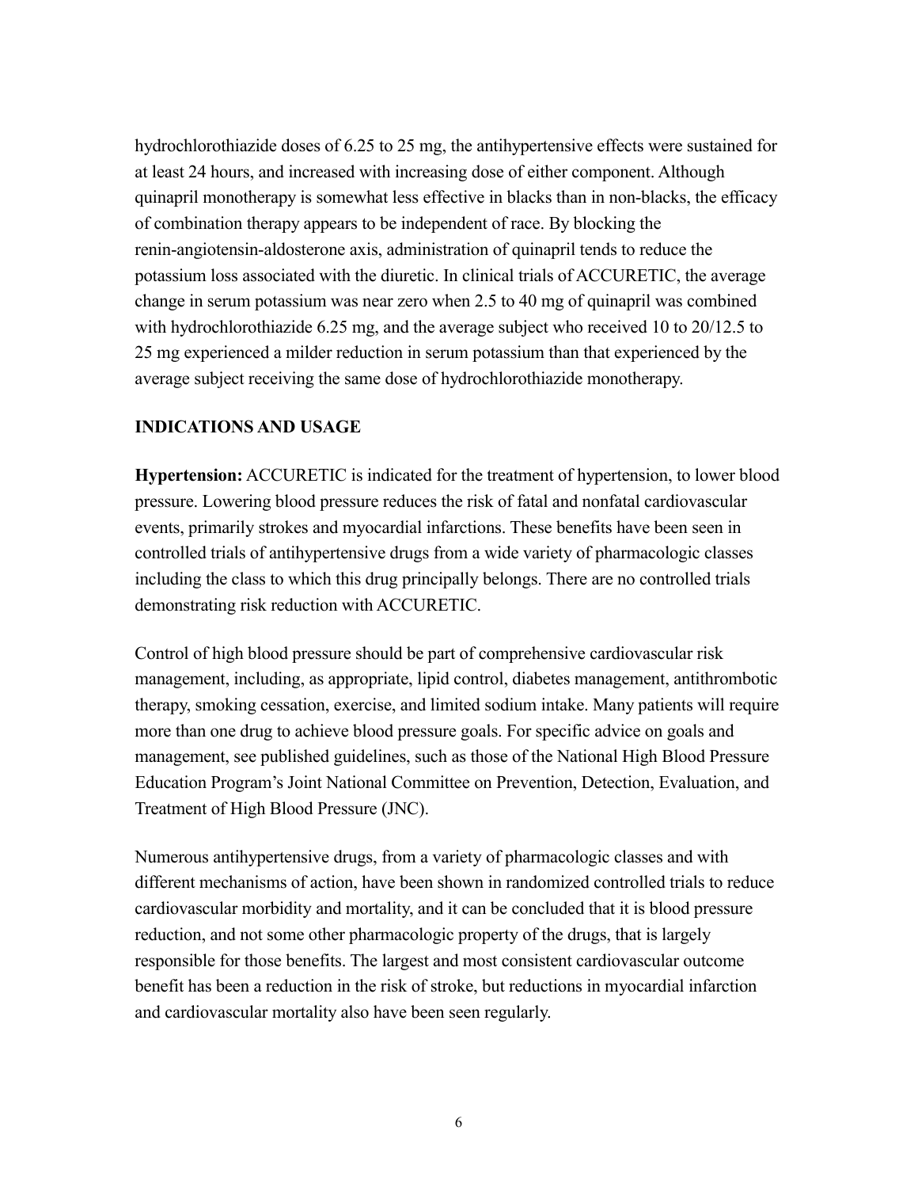hydrochlorothiazide doses of 6.25 to 25 mg, the antihypertensive effects were sustained for at least 24 hours, and increased with increasing dose of either component. Although quinapril monotherapy is somewhat less effective in blacks than in non-blacks, the efficacy of combination therapy appears to be independent of race. By blocking the renin-angiotensin-aldosterone axis, administration of quinapril tends to reduce the potassium loss associated with the diuretic. In clinical trials of ACCURETIC, the average change in serum potassium was near zero when 2.5 to 40 mg of quinapril was combined with hydrochlorothiazide 6.25 mg, and the average subject who received 10 to 20/12.5 to 25 mg experienced a milder reduction in serum potassium than that experienced by the average subject receiving the same dose of hydrochlorothiazide monotherapy.

## INDICATIONS AND USAGE

**Hypertension:** ACCURETIC is indicated for the treatment of hypertension, to lower blood pressure. Lowering blood pressure reduces the risk of fatal and nonfatal cardiovascular events, primarily strokes and myocardial infarctions. These benefits have been seen in controlled trials of antihypertensive drugs from a wide variety of pharmacologic classes including the class to which this drug principally belongs. There are no controlled trials demonstrating risk reduction with ACCURETIC.

Control of high blood pressure should be part of comprehensive cardiovascular risk management, including, as appropriate, lipid control, diabetes management, antithrombotic therapy, smoking cessation, exercise, and limited sodium intake. Many patients will require more than one drug to achieve blood pressure goals. For specific advice on goals and management, see published guidelines, such as those of the National High Blood Pressure Education Program's Joint National Committee on Prevention, Detection, Evaluation, and Treatment of High Blood Pressure (JNC).

Numerous antihypertensive drugs, from a variety of pharmacologic classes and with different mechanisms of action, have been shown in randomized controlled trials to reduce cardiovascular morbidity and mortality, and it can be concluded that it is blood pressure reduction, and not some other pharmacologic property of the drugs, that is largely responsible for those benefits. The largest and most consistent cardiovascular outcome benefit has been a reduction in the risk of stroke, but reductions in myocardial infarction and cardiovascular mortality also have been seen regularly.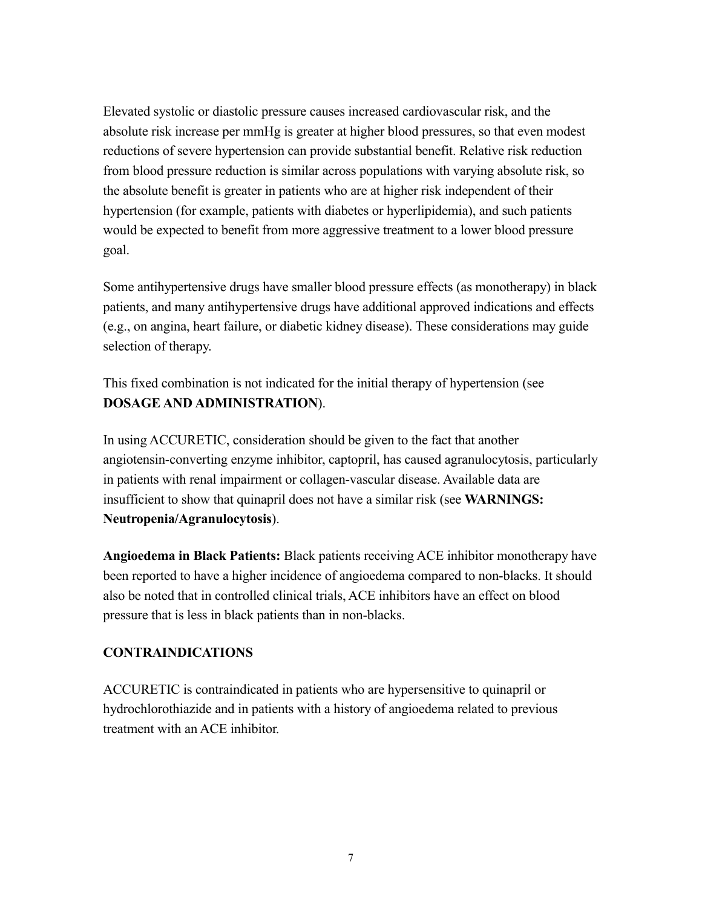Elevated systolic or diastolic pressure causes increased cardiovascular risk, and the absolute risk increase per mmHg is greater at higher blood pressures, so that even modest reductions of severe hypertension can provide substantial benefit. Relative risk reduction from blood pressure reduction is similar across populations with varying absolute risk, so the absolute benefit is greater in patients who are at higher risk independent of their hypertension (for example, patients with diabetes or hyperlipidemia), and such patients would be expected to benefit from more aggressive treatment to a lower blood pressure goal.

Some antihypertensive drugs have smaller blood pressure effects (as monotherapy) in black patients, and many antihypertensive drugs have additional approved indications and effects (e.g., on angina, heart failure, or diabetic kidney disease). These considerations may guide selection of therapy.

This fixed combination is not indicated for the initial therapy of hypertension (see **DOSAGE AND ADMINISTRATION**).

In using ACCURETIC, consideration should be given to the fact that another angiotensin-converting enzyme inhibitor, captopril, has caused agranulocytosis, particularly in patients with renal impairment or collagen-vascular disease. Available data are insufficient to show that quinapril does not have a similar risk (see **WARNINGS: Neutropenia/Agranulocytosis**).

**Angioedema in Black Patients:** Black patients receiving ACE inhibitor monotherapy have been reported to have a higher incidence of angioedema compared to non-blacks. It should also be noted that in controlled clinical trials, ACE inhibitors have an effect on blood pressure that is less in black patients than in non-blacks.

## CONTRAINDICATIONS

ACCURETIC is contraindicated in patients who are hypersensitive to quinapril or hydrochlorothiazide and in patients with a history of angioedema related to previous treatment with an ACE inhibitor.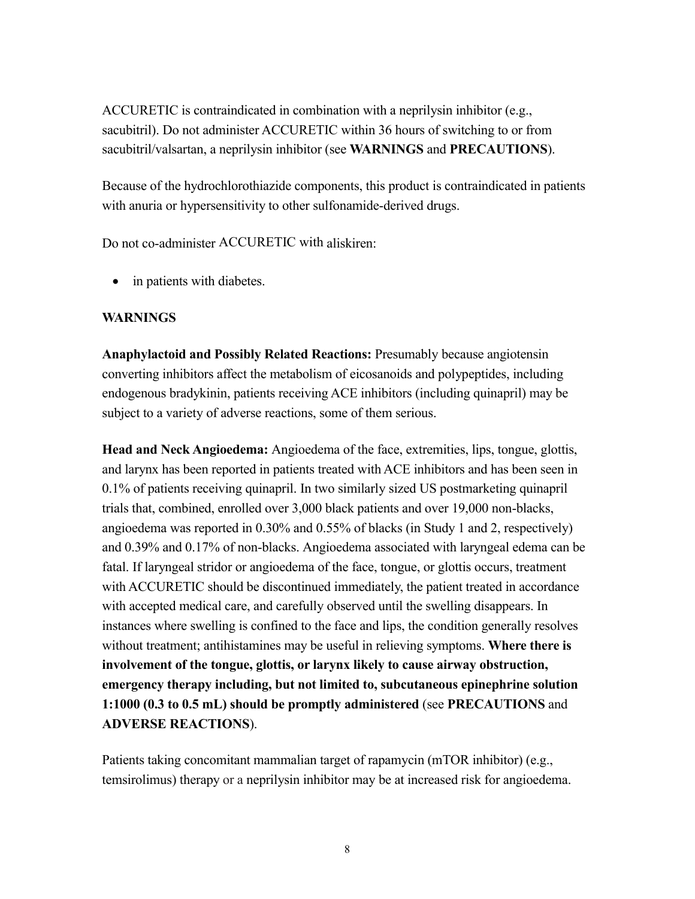ACCURETIC is contraindicated in combination with a neprilysin inhibitor (e.g., sacubitril). Do not administer ACCURETIC within 36 hours of switching to or from sacubitril/valsartan, a neprilysin inhibitor (see **WARNINGS** and **PRECAUTIONS**).

Because of the hydrochlorothiazide components, this product is contraindicated in patients with anuria or hypersensitivity to other sulfonamide-derived drugs.

Do not co-administer ACCURETIC with aliskiren:

- in patients with diabetes.

## WARNINGS

**Anaphylactoid and Possibly Related Reactions:** Presumably because angiotensin converting inhibitors affect the metabolism of eicosanoids and polypeptides, including endogenous bradykinin, patients receiving ACE inhibitors (including quinapril) may be subject to a variety of adverse reactions, some of them serious.

**Head and Neck Angioedema:** Angioedema of the face, extremities, lips, tongue, glottis, and larynx has been reported in patients treated with ACE inhibitors and has been seen in 0.1% of patients receiving quinapril. In two similarly sized US postmarketing quinapril trials that, combined, enrolled over 3,000 black patients and over 19,000 non-blacks, angioedema was reported in 0.30% and 0.55% of blacks (in Study 1 and 2, respectively) and 0.39% and 0.17% of non-blacks. Angioedema associated with laryngeal edema can be fatal. If laryngeal stridor or angioedema of the face, tongue, or glottis occurs, treatment with ACCURETIC should be discontinued immediately, the patient treated in accordance with accepted medical care, and carefully observed until the swelling disappears. In instances where swelling is confined to the face and lips, the condition generally resolves without treatment; antihistamines may be useful in relieving symptoms. **Where there is involvement of the tongue, glottis, or larynx likely to cause airway obstruction, emergency therapy including, but not limited to, subcutaneous epinephrine solution 1:1000 (0.3 to 0.5 mL) should be promptly administered** (see **PRECAUTIONS** and **ADVERSE REACTIONS**).

Patients taking concomitant mammalian target of rapamycin (mTOR inhibitor) (e.g., temsirolimus) therapy or a neprilysin inhibitor may be at increased risk for angioedema.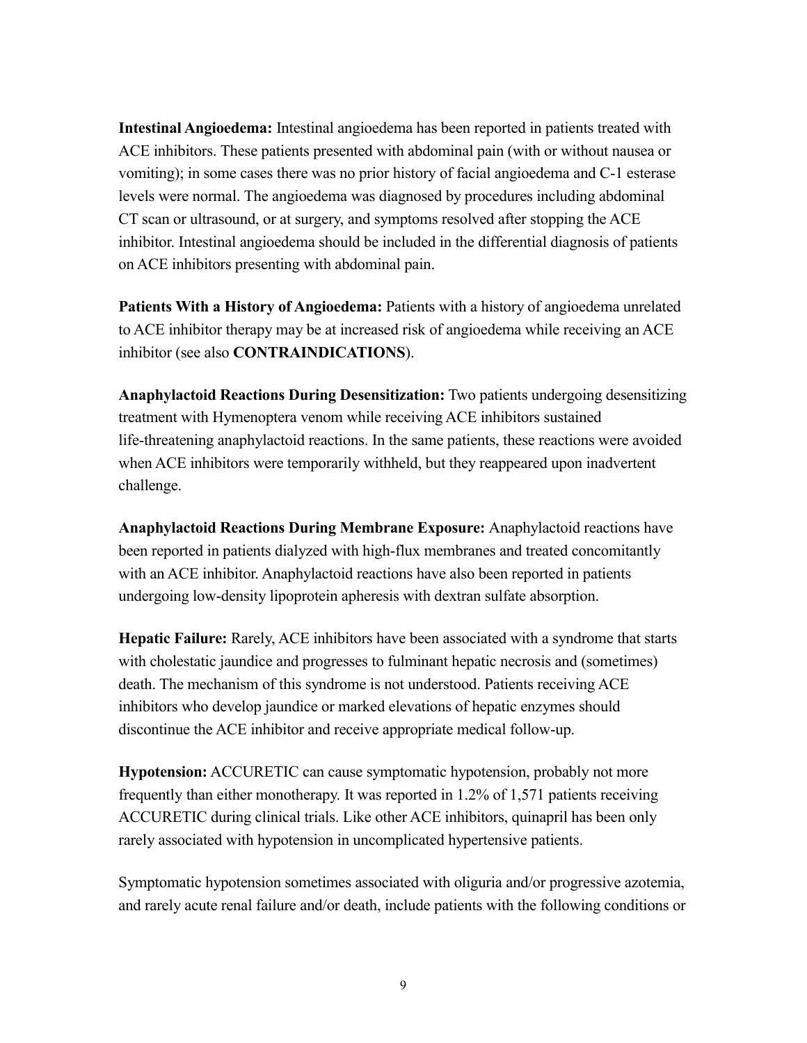**Intestinal Angioedema:** Intestinal angioedema has been reported in patients treated with ACE inhibitors. These patients presented with abdominal pain (with or without nausea or vomiting); in some cases there was no prior history of facial angioedema and C-1 esterase levels were normal. The angioedema was diagnosed by procedures including abdominal CT scan or ultrasound, or at surgery, and symptoms resolved after stopping the ACE inhibitor. Intestinal angioedema should be included in the differential diagnosis of patients on ACE inhibitors presenting with abdominal pain.

**Patients With a History of Angioedema:** Patients with a history of angioedema unrelated to ACE inhibitor therapy may be at increased risk of angioedema while receiving an ACE inhibitor (see also **CONTRAINDICATIONS**).

**Anaphylactoid Reactions During Desensitization:** Two patients undergoing desensitizing treatment with Hymenoptera venom while receiving ACE inhibitors sustained life-threatening anaphylactoid reactions. In the same patients, these reactions were avoided when ACE inhibitors were temporarily withheld, but they reappeared upon inadvertent challenge.

**Anaphylactoid Reactions During Membrane Exposure:** Anaphylactoid reactions have been reported in patients dialyzed with high-flux membranes and treated concomitantly with an ACE inhibitor. Anaphylactoid reactions have also been reported in patients undergoing low-density lipoprotein apheresis with dextran sulfate absorption.

**Hepatic Failure:** Rarely, ACE inhibitors have been associated with a syndrome that starts with cholestatic jaundice and progresses to fulminant hepatic necrosis and (sometimes) death. The mechanism of this syndrome is not understood. Patients receiving ACE inhibitors who develop jaundice or marked elevations of hepatic enzymes should discontinue the ACE inhibitor and receive appropriate medical follow-up.

**Hypotension:** ACCURETIC can cause symptomatic hypotension, probably not more frequently than either monotherapy. It was reported in 1.2% of 1,571 patients receiving ACCURETIC during clinical trials. Like other ACE inhibitors, quinapril has been only rarely associated with hypotension in uncomplicated hypertensive patients.

Symptomatic hypotension sometimes associated with oliguria and/or progressive azotemia, and rarely acute renal failure and/or death, include patients with the following conditions or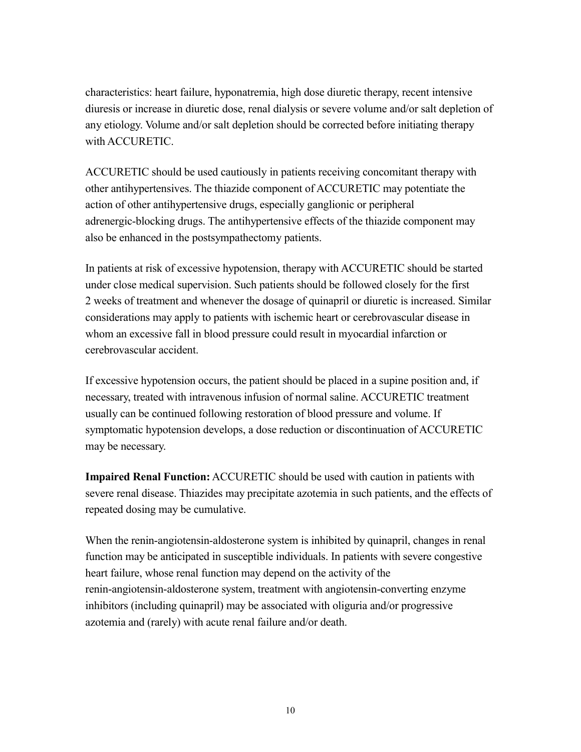characteristics: heart failure, hyponatremia, high dose diuretic therapy, recent intensive diuresis or increase in diuretic dose, renal dialysis or severe volume and/or salt depletion of any etiology. Volume and/or salt depletion should be corrected before initiating therapy with ACCURETIC.

ACCURETIC should be used cautiously in patients receiving concomitant therapy with other antihypertensives. The thiazide component of ACCURETIC may potentiate the action of other antihypertensive drugs, especially ganglionic or peripheral adrenergic-blocking drugs. The antihypertensive effects of the thiazide component may also be enhanced in the postsympathectomy patients.

In patients at risk of excessive hypotension, therapy with ACCURETIC should be started under close medical supervision. Such patients should be followed closely for the first 2 weeks of treatment and whenever the dosage of quinapril or diuretic is increased. Similar considerations may apply to patients with ischemic heart or cerebrovascular disease in whom an excessive fall in blood pressure could result in myocardial infarction or cerebrovascular accident.

If excessive hypotension occurs, the patient should be placed in a supine position and, if necessary, treated with intravenous infusion of normal saline. ACCURETIC treatment usually can be continued following restoration of blood pressure and volume. If symptomatic hypotension develops, a dose reduction or discontinuation of ACCURETIC may be necessary.

**Impaired Renal Function:** ACCURETIC should be used with caution in patients with severe renal disease. Thiazides may precipitate azotemia in such patients, and the effects of repeated dosing may be cumulative.

When the renin-angiotensin-aldosterone system is inhibited by quinapril, changes in renal function may be anticipated in susceptible individuals. In patients with severe congestive heart failure, whose renal function may depend on the activity of the renin-angiotensin-aldosterone system, treatment with angiotensin-converting enzyme inhibitors (including quinapril) may be associated with oliguria and/or progressive azotemia and (rarely) with acute renal failure and/or death.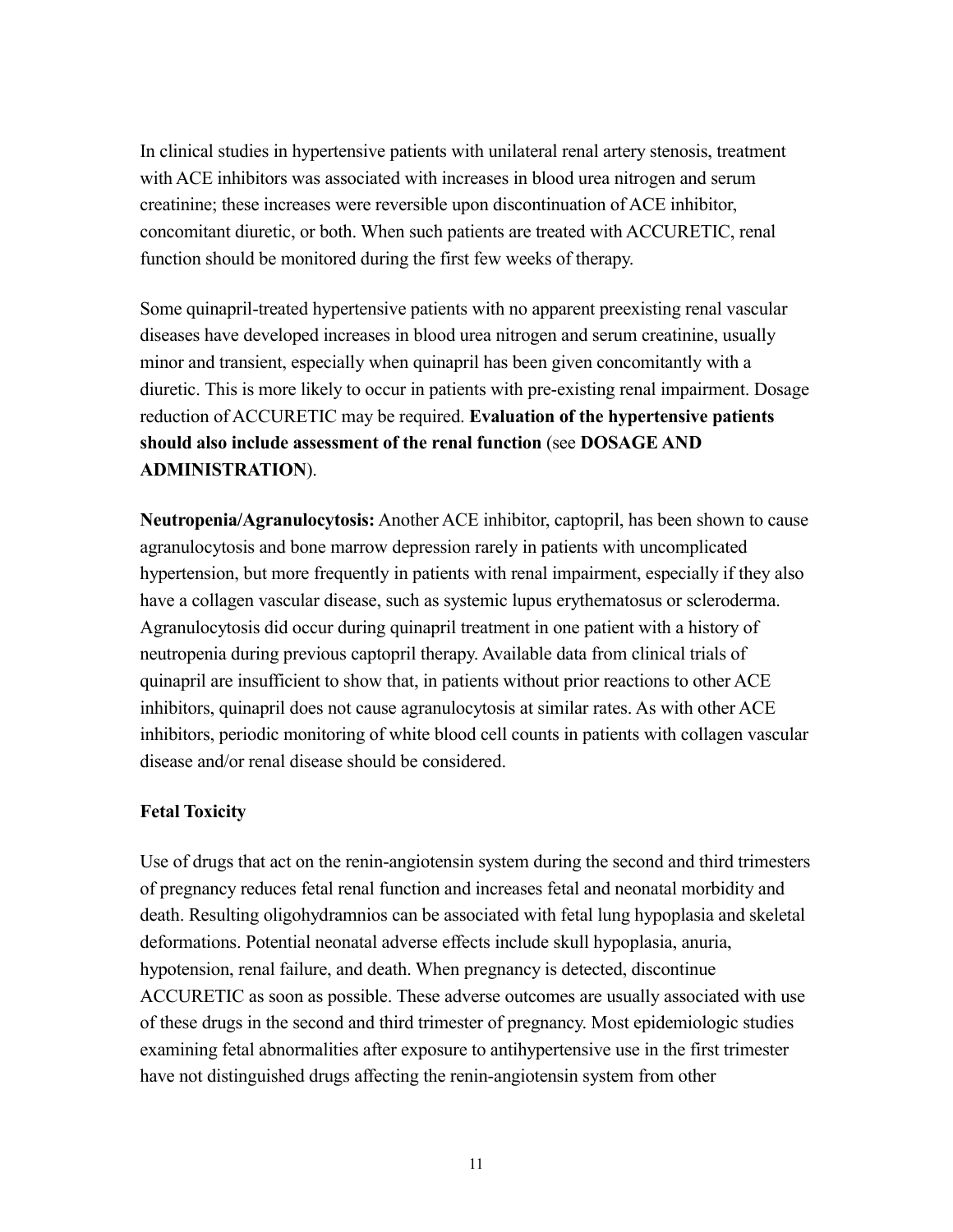In clinical studies in hypertensive patients with unilateral renal artery stenosis, treatment with ACE inhibitors was associated with increases in blood urea nitrogen and serum creatinine; these increases were reversible upon discontinuation of ACE inhibitor, concomitant diuretic, or both. When such patients are treated with ACCURETIC, renal function should be monitored during the first few weeks of therapy.

Some quinapril-treated hypertensive patients with no apparent preexisting renal vascular diseases have developed increases in blood urea nitrogen and serum creatinine, usually minor and transient, especially when quinapril has been given concomitantly with a diuretic. This is more likely to occur in patients with pre-existing renal impairment. Dosage reduction of ACCURETIC may be required. **Evaluation of the hypertensive patients should also include assessment of the renal function** (see **DOSAGE AND ADMINISTRATION**).

**Neutropenia/Agranulocytosis:** Another ACE inhibitor, captopril, has been shown to cause agranulocytosis and bone marrow depression rarely in patients with uncomplicated hypertension, but more frequently in patients with renal impairment, especially if they also have a collagen vascular disease, such as systemic lupus erythematosus or scleroderma. Agranulocytosis did occur during quinapril treatment in one patient with a history of neutropenia during previous captopril therapy. Available data from clinical trials of quinapril are insufficient to show that, in patients without prior reactions to other ACE inhibitors, quinapril does not cause agranulocytosis at similar rates. As with other ACE inhibitors, periodic monitoring of white blood cell counts in patients with collagen vascular disease and/or renal disease should be considered.

**Fetal Toxicity**

Use of drugs that act on the renin-angiotensin system during the second and third trimesters of pregnancy reduces fetal renal function and increases fetal and neonatal morbidity and death. Resulting oligohydramnios can be associated with fetal lung hypoplasia and skeletal deformations. Potential neonatal adverse effects include skull hypoplasia, anuria, hypotension, renal failure, and death. When pregnancy is detected, discontinue ACCURETIC as soon as possible. These adverse outcomes are usually associated with use of these drugs in the second and third trimester of pregnancy. Most epidemiologic studies examining fetal abnormalities after exposure to antihypertensive use in the first trimester have not distinguished drugs affecting the renin-angiotensin system from other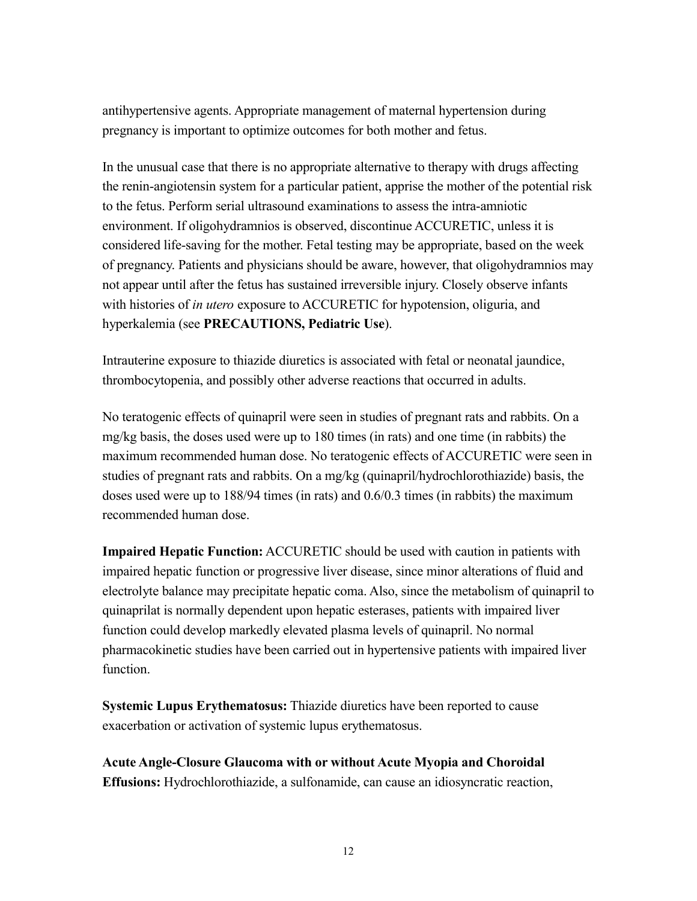antihypertensive agents. Appropriate management of maternal hypertension during pregnancy is important to optimize outcomes for both mother and fetus.

In the unusual case that there is no appropriate alternative to therapy with drugs affecting the renin-angiotensin system for a particular patient, apprise the mother of the potential risk to the fetus. Perform serial ultrasound examinations to assess the intra-amniotic environment. If oligohydramnios is observed, discontinue ACCURETIC, unless it is considered life-saving for the mother. Fetal testing may be appropriate, based on the week of pregnancy. Patients and physicians should be aware, however, that oligohydramnios may not appear until after the fetus has sustained irreversible injury. Closely observe infants with histories of *in utero* exposure to ACCURETIC for hypotension, oliguria, and hyperkalemia (see **PRECAUTIONS, Pediatric Use**).

Intrauterine exposure to thiazide diuretics is associated with fetal or neonatal jaundice, thrombocytopenia, and possibly other adverse reactions that occurred in adults.

No teratogenic effects of quinapril were seen in studies of pregnant rats and rabbits. On a mg/kg basis, the doses used were up to 180 times (in rats) and one time (in rabbits) the maximum recommended human dose. No teratogenic effects of ACCURETIC were seen in studies of pregnant rats and rabbits. On a mg/kg (quinapril/hydrochlorothiazide) basis, the doses used were up to 188/94 times (in rats) and 0.6/0.3 times (in rabbits) the maximum recommended human dose.

**Impaired Hepatic Function:** ACCURETIC should be used with caution in patients with impaired hepatic function or progressive liver disease, since minor alterations of fluid and electrolyte balance may precipitate hepatic coma. Also, since the metabolism of quinapril to quinaprilat is normally dependent upon hepatic esterases, patients with impaired liver function could develop markedly elevated plasma levels of quinapril. No normal pharmacokinetic studies have been carried out in hypertensive patients with impaired liver function.

**Systemic Lupus Erythematosus:** Thiazide diuretics have been reported to cause exacerbation or activation of systemic lupus erythematosus.

**Acute Angle-Closure Glaucoma with or without Acute Myopia and Choroidal Effusions:** Hydrochlorothiazide, a sulfonamide, can cause an idiosyncratic reaction,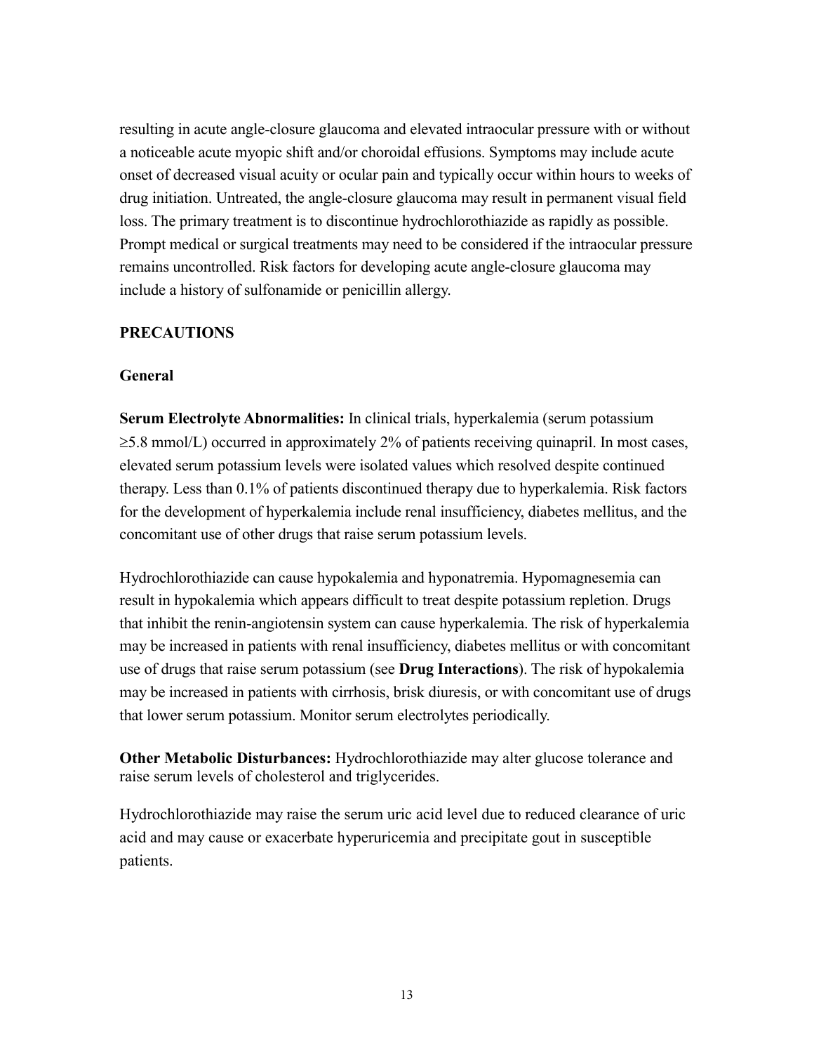resulting in acute angle-closure glaucoma and elevated intraocular pressure with or without a noticeable acute myopic shift and/or choroidal effusions. Symptoms may include acute onset of decreased visual acuity or ocular pain and typically occur within hours to weeks of drug initiation. Untreated, the angle-closure glaucoma may result in permanent visual field loss. The primary treatment is to discontinue hydrochlorothiazide as rapidly as possible. Prompt medical or surgical treatments may need to be considered if the intraocular pressure remains uncontrolled. Risk factors for developing acute angle-closure glaucoma may include a history of sulfonamide or penicillin allergy.

## PRECAUTIONS

### General

**Serum Electrolyte Abnormalities:** In clinical trials, hyperkalemia (serum potassium ≥5.8 mmol/L) occurred in approximately 2% of patients receiving quinapril. In most cases, elevated serum potassium levels were isolated values which resolved despite continued therapy. Less than 0.1% of patients discontinued therapy due to hyperkalemia. Risk factors for the development of hyperkalemia include renal insufficiency, diabetes mellitus, and the concomitant use of other drugs that raise serum potassium levels.

Hydrochlorothiazide can cause hypokalemia and hyponatremia. Hypomagnesemia can result in hypokalemia which appears difficult to treat despite potassium repletion. Drugs that inhibit the renin-angiotensin system can cause hyperkalemia. The risk of hyperkalemia may be increased in patients with renal insufficiency, diabetes mellitus or with concomitant use of drugs that raise serum potassium (see **Drug Interactions**). The risk of hypokalemia may be increased in patients with cirrhosis, brisk diuresis, or with concomitant use of drugs that lower serum potassium. Monitor serum electrolytes periodically.

**Other Metabolic Disturbances:** Hydrochlorothiazide may alter glucose tolerance and raise serum levels of cholesterol and triglycerides.

Hydrochlorothiazide may raise the serum uric acid level due to reduced clearance of uric acid and may cause or exacerbate hyperuricemia and precipitate gout in susceptible patients.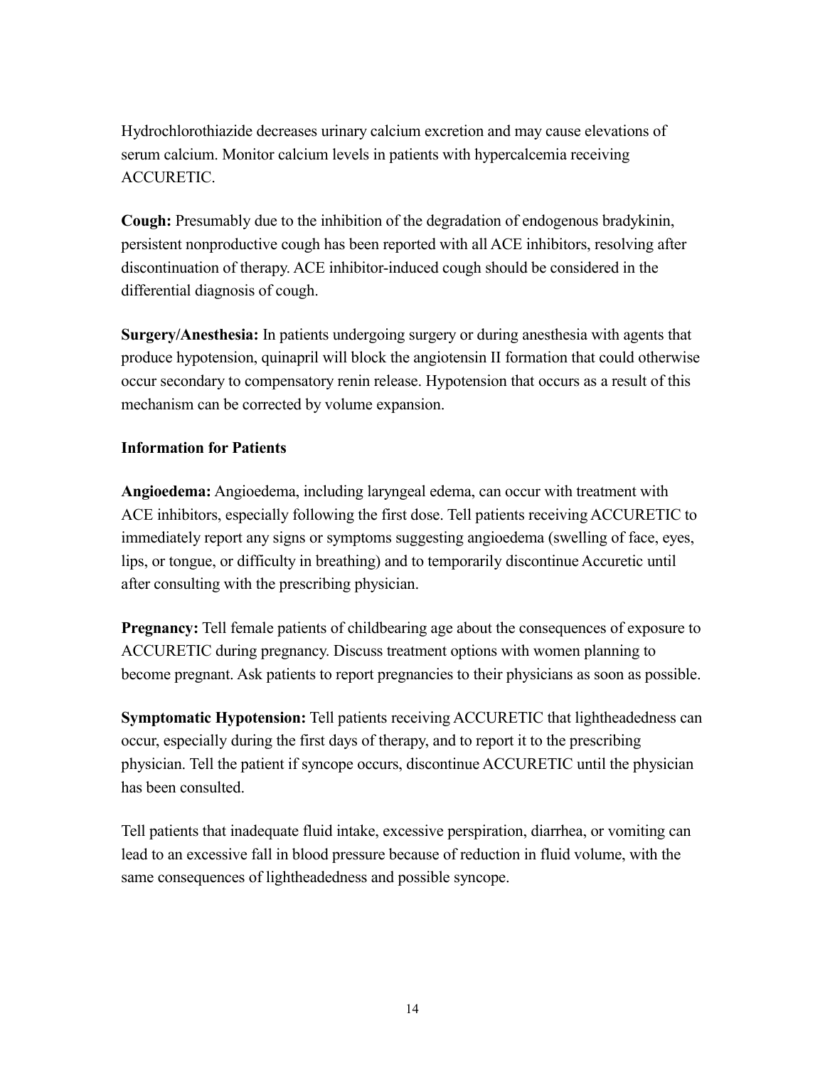Hydrochlorothiazide decreases urinary calcium excretion and may cause elevations of serum calcium. Monitor calcium levels in patients with hypercalcemia receiving ACCURETIC.

**Cough:** Presumably due to the inhibition of the degradation of endogenous bradykinin, persistent nonproductive cough has been reported with all ACE inhibitors, resolving after discontinuation of therapy. ACE inhibitor-induced cough should be considered in the differential diagnosis of cough.

**Surgery/Anesthesia:** In patients undergoing surgery or during anesthesia with agents that produce hypotension, quinapril will block the angiotensin II formation that could otherwise occur secondary to compensatory renin release. Hypotension that occurs as a result of this mechanism can be corrected by volume expansion.

**Information for Patients**

**Angioedema:** Angioedema, including laryngeal edema, can occur with treatment with ACE inhibitors, especially following the first dose. Tell patients receiving ACCURETIC to immediately report any signs or symptoms suggesting angioedema (swelling of face, eyes, lips, or tongue, or difficulty in breathing) and to temporarily discontinue Accuretic until after consulting with the prescribing physician.

**Pregnancy:** Tell female patients of childbearing age about the consequences of exposure to ACCURETIC during pregnancy. Discuss treatment options with women planning to become pregnant. Ask patients to report pregnancies to their physicians as soon as possible.

**Symptomatic Hypotension:** Tell patients receiving ACCURETIC that lightheadedness can occur, especially during the first days of therapy, and to report it to the prescribing physician. Tell the patient if syncope occurs, discontinue ACCURETIC until the physician has been consulted.

Tell patients that inadequate fluid intake, excessive perspiration, diarrhea, or vomiting can lead to an excessive fall in blood pressure because of reduction in fluid volume, with the same consequences of lightheadedness and possible syncope.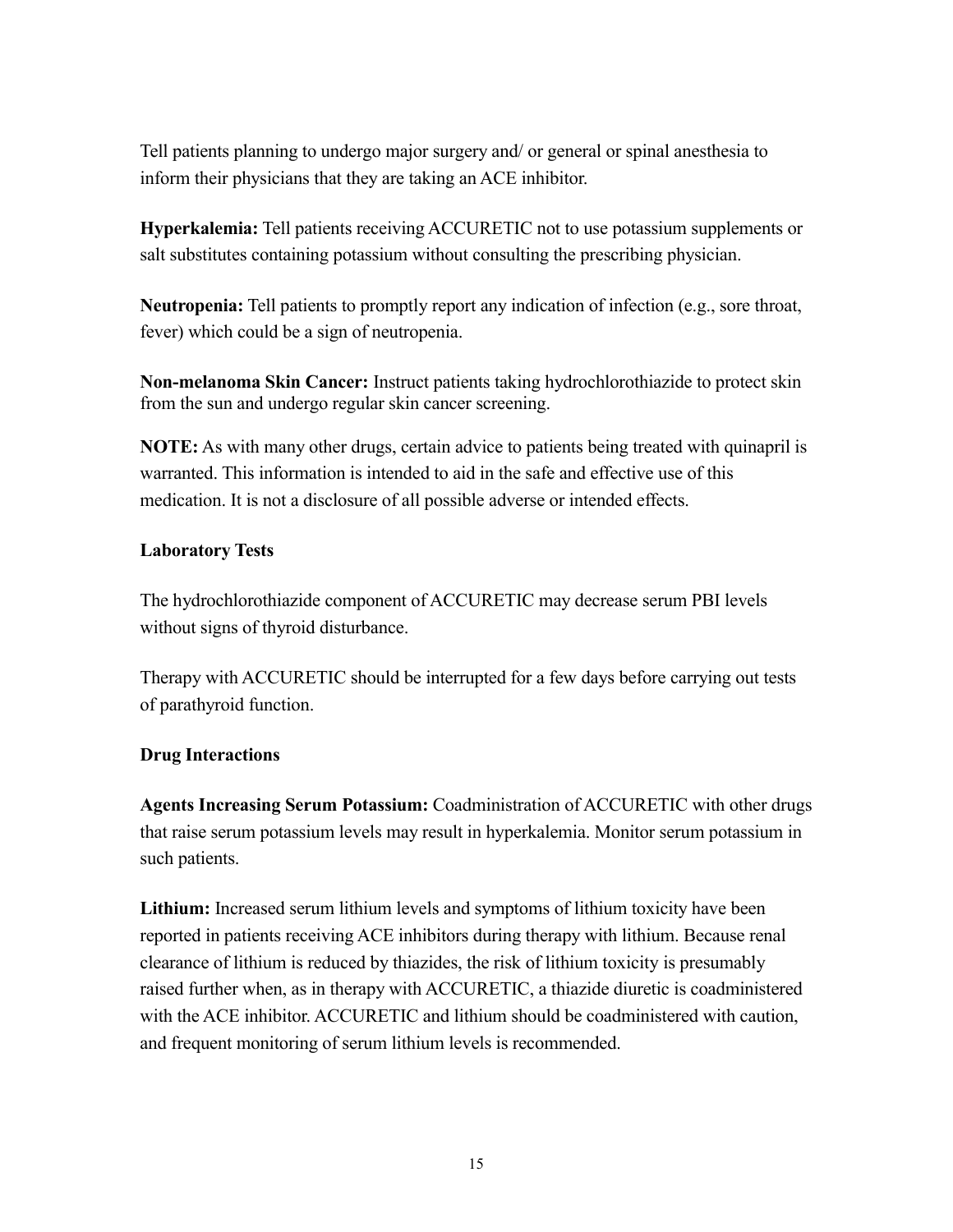Tell patients planning to undergo major surgery and/ or general or spinal anesthesia to inform their physicians that they are taking an ACE inhibitor.

**Hyperkalemia:** Tell patients receiving ACCURETIC not to use potassium supplements or salt substitutes containing potassium without consulting the prescribing physician.

**Neutropenia:** Tell patients to promptly report any indication of infection (e.g., sore throat, fever) which could be a sign of neutropenia.

**Non-melanoma Skin Cancer:** Instruct patients taking hydrochlorothiazide to protect skin from the sun and undergo regular skin cancer screening.

**NOTE:** As with many other drugs, certain advice to patients being treated with quinapril is warranted. This information is intended to aid in the safe and effective use of this medication. It is not a disclosure of all possible adverse or intended effects.

### Laboratory Tests

The hydrochlorothiazide component of ACCURETIC may decrease serum PBI levels without signs of thyroid disturbance.

Therapy with ACCURETIC should be interrupted for a few days before carrying out tests of parathyroid function.

### Drug Interactions

**Agents Increasing Serum Potassium:** Coadministration of ACCURETIC with other drugs that raise serum potassium levels may result in hyperkalemia. Monitor serum potassium in such patients.

**Lithium:** Increased serum lithium levels and symptoms of lithium toxicity have been reported in patients receiving ACE inhibitors during therapy with lithium. Because renal clearance of lithium is reduced by thiazides, the risk of lithium toxicity is presumably raised further when, as in therapy with ACCURETIC, a thiazide diuretic is coadministered with the ACE inhibitor. ACCURETIC and lithium should be coadministered with caution, and frequent monitoring of serum lithium levels is recommended.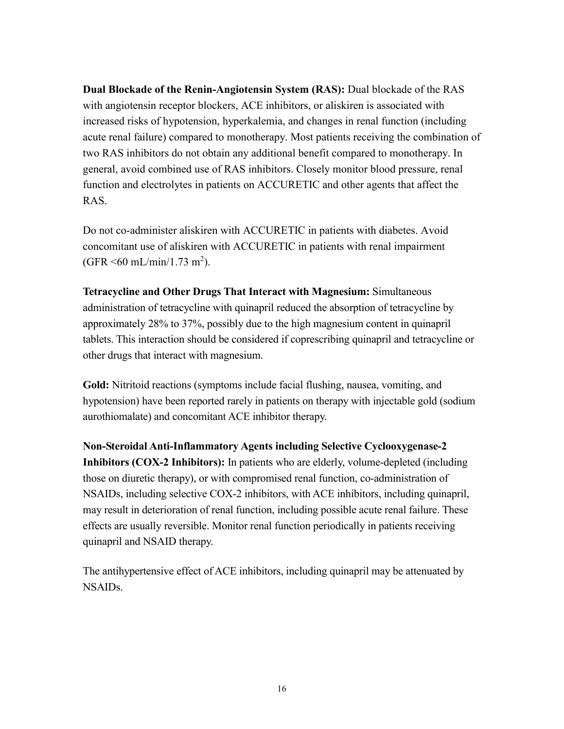**Dual Blockade of the Renin-Angiotensin System (RAS):** Dual blockade of the RAS with angiotensin receptor blockers, ACE inhibitors, or aliskiren is associated with increased risks of hypotension, hyperkalemia, and changes in renal function (including acute renal failure) compared to monotherapy. Most patients receiving the combination of two RAS inhibitors do not obtain any additional benefit compared to monotherapy. In general, avoid combined use of RAS inhibitors. Closely monitor blood pressure, renal function and electrolytes in patients on ACCURETIC and other agents that affect the RAS.

Do not co-administer aliskiren with ACCURETIC in patients with diabetes. Avoid concomitant use of aliskiren with ACCURETIC in patients with renal impairment (GFR <60 mL/min/1.73 $m^2$).

**Tetracycline and Other Drugs That Interact with Magnesium:** Simultaneous administration of tetracycline with quinapril reduced the absorption of tetracycline by approximately 28% to 37%, possibly due to the high magnesium content in quinapril tablets. This interaction should be considered if coprescribing quinapril and tetracycline or other drugs that interact with magnesium.

**Gold:** Nitritoid reactions (symptoms include facial flushing, nausea, vomiting, and hypotension) have been reported rarely in patients on therapy with injectable gold (sodium aurothiomalate) and concomitant ACE inhibitor therapy.

**Non-Steroidal Anti-Inflammatory Agents including Selective Cyclooxygenase-2 Inhibitors (COX-2 Inhibitors):** In patients who are elderly, volume-depleted (including those on diuretic therapy), or with compromised renal function, co-administration of NSAIDs, including selective COX-2 inhibitors, with ACE inhibitors, including quinapril, may result in deterioration of renal function, including possible acute renal failure. These effects are usually reversible. Monitor renal function periodically in patients receiving quinapril and NSAID therapy.

The antihypertensive effect of ACE inhibitors, including quinapril may be attenuated by NSAIDs.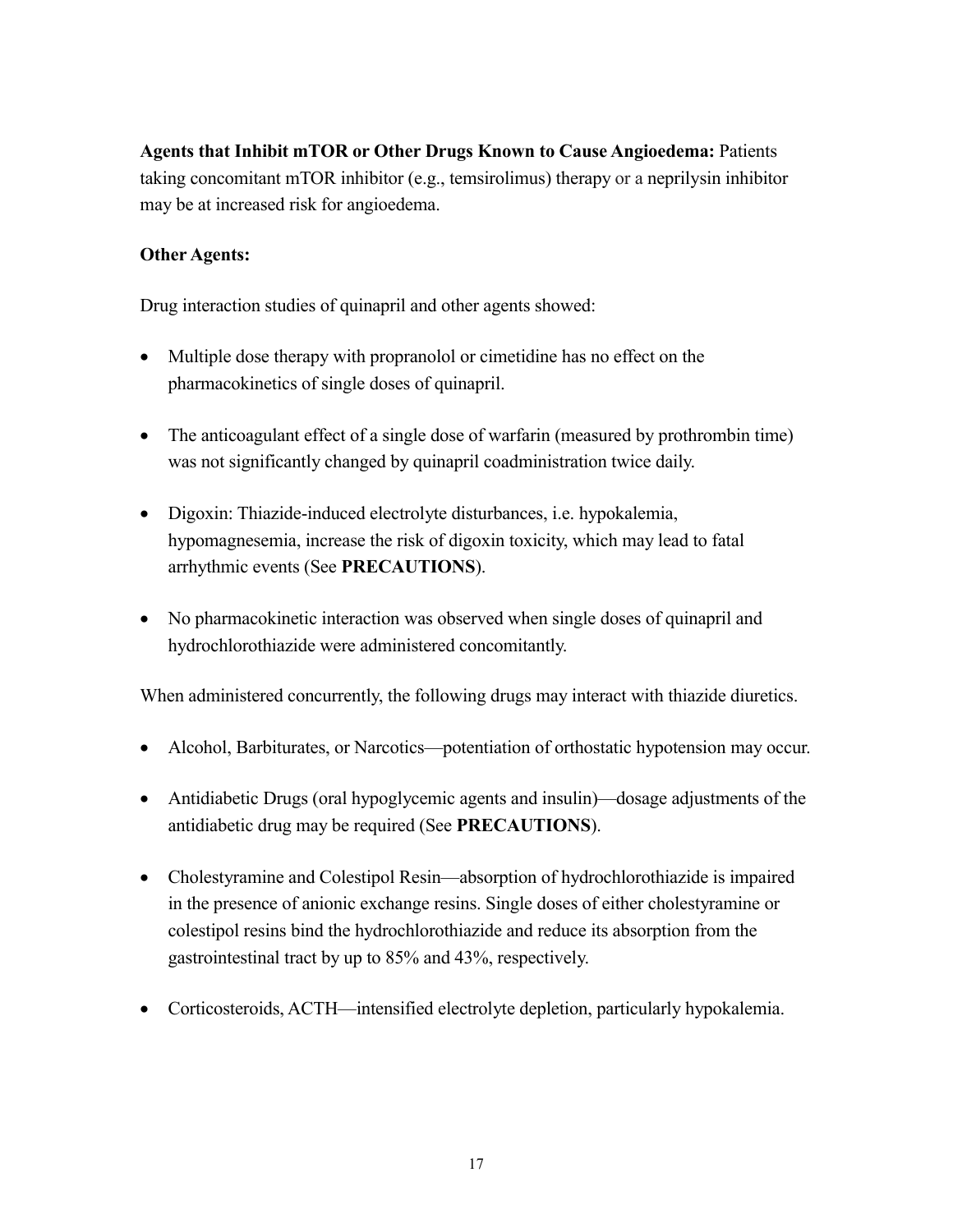**Agents that Inhibit mTOR or Other Drugs Known to Cause Angioedema:** Patients taking concomitant mTOR inhibitor (e.g., temsirolimus) therapy or a neprilysin inhibitor may be at increased risk for angioedema.

**Other Agents:**

Drug interaction studies of quinapril and other agents showed:

- Multiple dose therapy with propranolol or cimetidine has no effect on the pharmacokinetics of single doses of quinapril.
- The anticoagulant effect of a single dose of warfarin (measured by prothrombin time) was not significantly changed by quinapril coadministration twice daily.
- Digoxin: Thiazide-induced electrolyte disturbances, i.e. hypokalemia, hypomagnesemia, increase the risk of digoxin toxicity, which may lead to fatal arrhythmic events (See **PRECAUTIONS**).
- No pharmacokinetic interaction was observed when single doses of quinapril and hydrochlorothiazide were administered concomitantly.

When administered concurrently, the following drugs may interact with thiazide diuretics.

- Alcohol, Barbiturates, or Narcotics—potentiation of orthostatic hypotension may occur.
- Antidiabetic Drugs (oral hypoglycemic agents and insulin)—dosage adjustments of the antidiabetic drug may be required (See **PRECAUTIONS**).
- Cholestyramine and Colestipol Resin—absorption of hydrochlorothiazide is impaired in the presence of anionic exchange resins. Single doses of either cholestyramine or colestipol resins bind the hydrochlorothiazide and reduce its absorption from the gastrointestinal tract by up to 85% and 43%, respectively.
- Corticosteroids, ACTH—intensified electrolyte depletion, particularly hypokalemia.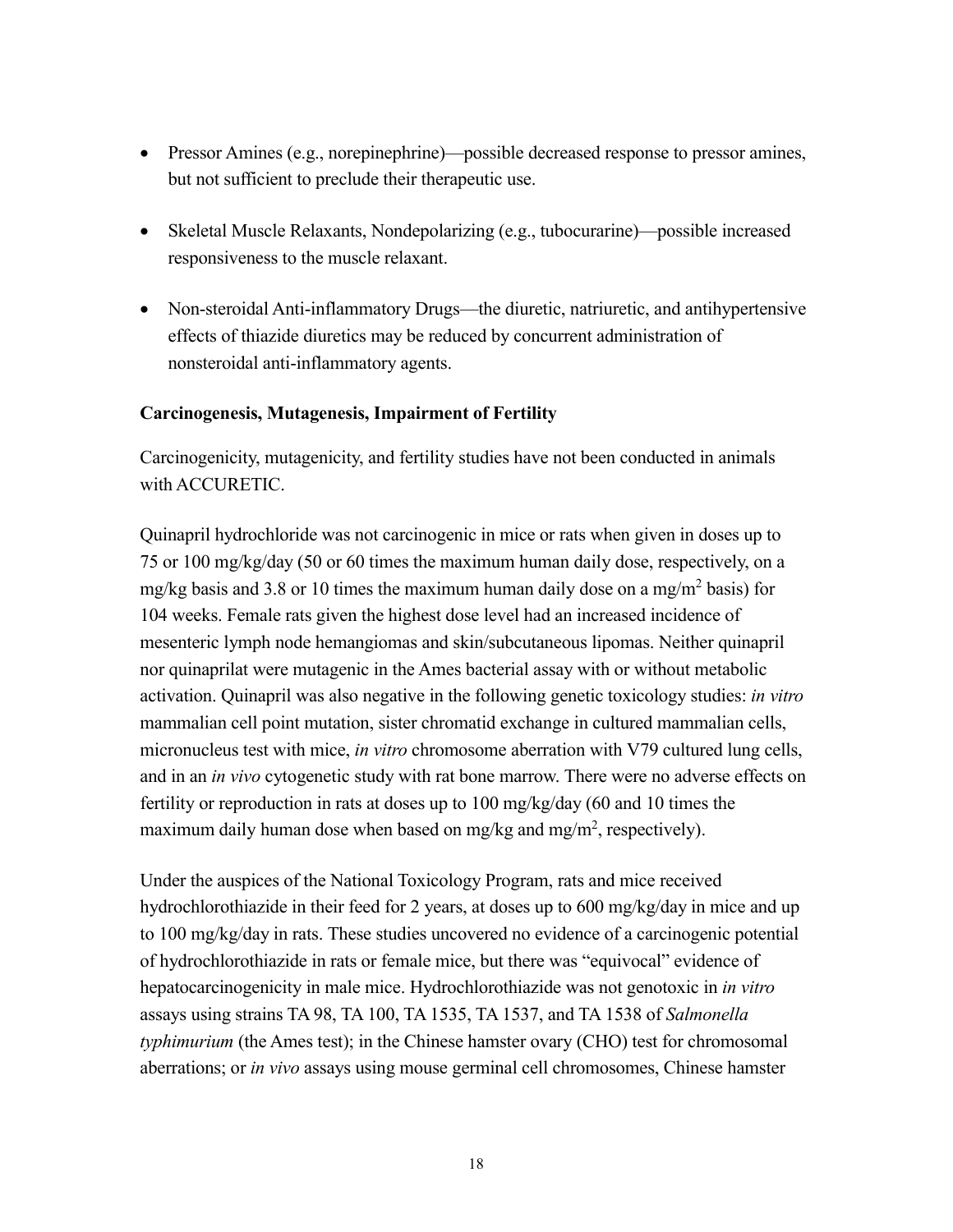- Pressor Amines (e.g., norepinephrine)—possible decreased response to pressor amines, but not sufficient to preclude their therapeutic use.

- Skeletal Muscle Relaxants, Nondepolarizing (e.g., tubocurarine)—possible increased responsiveness to the muscle relaxant.

- Non-steroidal Anti-inflammatory Drugs—the diuretic, natriuretic, and antihypertensive effects of thiazide diuretics may be reduced by concurrent administration of nonsteroidal anti-inflammatory agents.

**Carcinogenesis, Mutagenesis, Impairment of Fertility**

Carcinogenicity, mutagenicity, and fertility studies have not been conducted in animals with ACCURETIC.

Quinapril hydrochloride was not carcinogenic in mice or rats when given in doses up to 75 or 100 mg/kg/day (50 or 60 times the maximum human daily dose, respectively, on a mg/kg basis and 3.8 or 10 times the maximum human daily dose on a mg/m$^2$ basis) for 104 weeks. Female rats given the highest dose level had an increased incidence of mesenteric lymph node hemangiomas and skin/subcutaneous lipomas. Neither quinapril nor quinaprilat were mutagenic in the Ames bacterial assay with or without metabolic activation. Quinapril was also negative in the following genetic toxicology studies: *in vitro* mammalian cell point mutation, sister chromatid exchange in cultured mammalian cells, micronucleus test with mice, *in vitro* chromosome aberration with V79 cultured lung cells, and in an *in vivo* cytogenetic study with rat bone marrow. There were no adverse effects on fertility or reproduction in rats at doses up to 100 mg/kg/day (60 and 10 times the maximum daily human dose when based on mg/kg and mg/m$^2$, respectively).

Under the auspices of the National Toxicology Program, rats and mice received hydrochlorothiazide in their feed for 2 years, at doses up to 600 mg/kg/day in mice and up to 100 mg/kg/day in rats. These studies uncovered no evidence of a carcinogenic potential of hydrochlorothiazide in rats or female mice, but there was "equivocal" evidence of hepatocarcinogenicity in male mice. Hydrochlorothiazide was not genotoxic in *in vitro* assays using strains TA 98, TA 100, TA 1535, TA 1537, and TA 1538 of *Salmonella typhimurium* (the Ames test); in the Chinese hamster ovary (CHO) test for chromosomal aberrations; or *in vivo* assays using mouse germinal cell chromosomes, Chinese hamster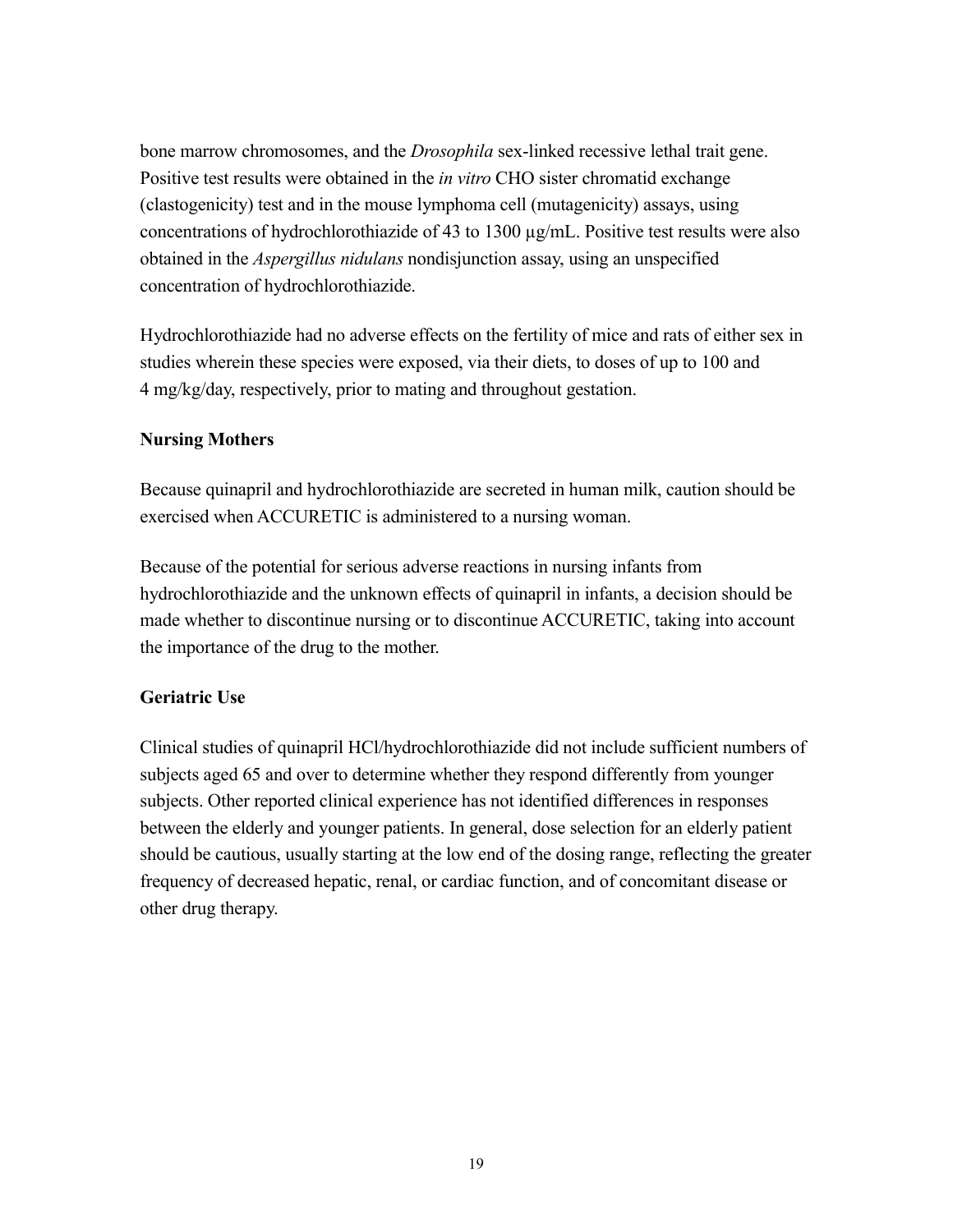bone marrow chromosomes, and the *Drosophila* sex-linked recessive lethal trait gene. Positive test results were obtained in the *in vitro* CHO sister chromatid exchange (clastogenicity) test and in the mouse lymphoma cell (mutagenicity) assays, using concentrations of hydrochlorothiazide of 43 to 1300 µg/mL. Positive test results were also obtained in the *Aspergillus nidulans* nondisjunction assay, using an unspecified concentration of hydrochlorothiazide.

Hydrochlorothiazide had no adverse effects on the fertility of mice and rats of either sex in studies wherein these species were exposed, via their diets, to doses of up to 100 and 4 mg/kg/day, respectively, prior to mating and throughout gestation.

**Nursing Mothers**

Because quinapril and hydrochlorothiazide are secreted in human milk, caution should be exercised when ACCURETIC is administered to a nursing woman.

Because of the potential for serious adverse reactions in nursing infants from hydrochlorothiazide and the unknown effects of quinapril in infants, a decision should be made whether to discontinue nursing or to discontinue ACCURETIC, taking into account the importance of the drug to the mother.

**Geriatric Use**

Clinical studies of quinapril HCl/hydrochlorothiazide did not include sufficient numbers of subjects aged 65 and over to determine whether they respond differently from younger subjects. Other reported clinical experience has not identified differences in responses between the elderly and younger patients. In general, dose selection for an elderly patient should be cautious, usually starting at the low end of the dosing range, reflecting the greater frequency of decreased hepatic, renal, or cardiac function, and of concomitant disease or other drug therapy.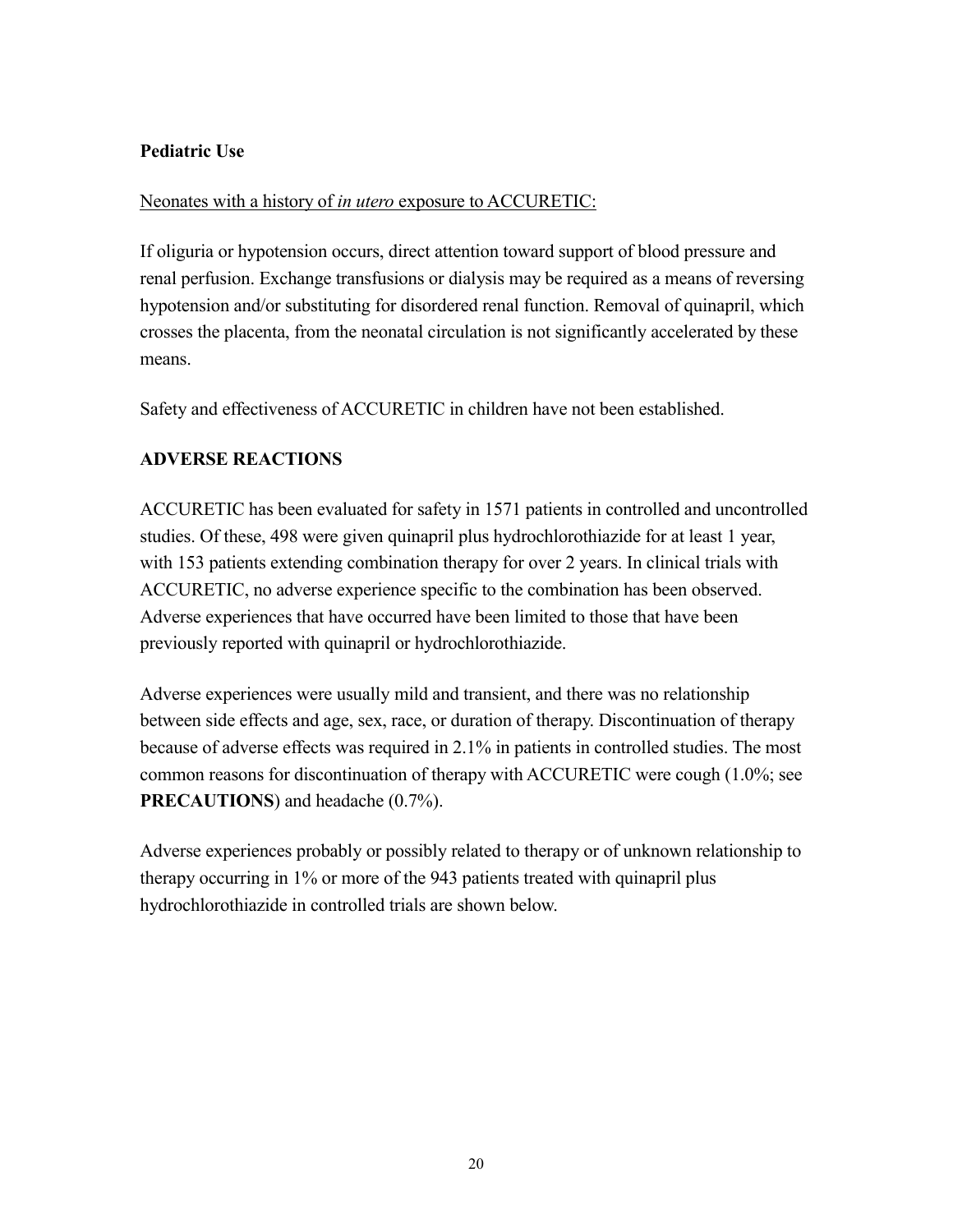**Pediatric Use**

Neonates with a history of *in utero* exposure to ACCURETIC:

If oliguria or hypotension occurs, direct attention toward support of blood pressure and renal perfusion. Exchange transfusions or dialysis may be required as a means of reversing hypotension and/or substituting for disordered renal function. Removal of quinapril, which crosses the placenta, from the neonatal circulation is not significantly accelerated by these means.

Safety and effectiveness of ACCURETIC in children have not been established.

**ADVERSE REACTIONS**

ACCURETIC has been evaluated for safety in 1571 patients in controlled and uncontrolled studies. Of these, 498 were given quinapril plus hydrochlorothiazide for at least 1 year, with 153 patients extending combination therapy for over 2 years. In clinical trials with ACCURETIC, no adverse experience specific to the combination has been observed. Adverse experiences that have occurred have been limited to those that have been previously reported with quinapril or hydrochlorothiazide.

Adverse experiences were usually mild and transient, and there was no relationship between side effects and age, sex, race, or duration of therapy. Discontinuation of therapy because of adverse effects was required in 2.1% in patients in controlled studies. The most common reasons for discontinuation of therapy with ACCURETIC were cough (1.0%; see **PRECAUTIONS**) and headache (0.7%).

Adverse experiences probably or possibly related to therapy or of unknown relationship to therapy occurring in 1% or more of the 943 patients treated with quinapril plus hydrochlorothiazide in controlled trials are shown below.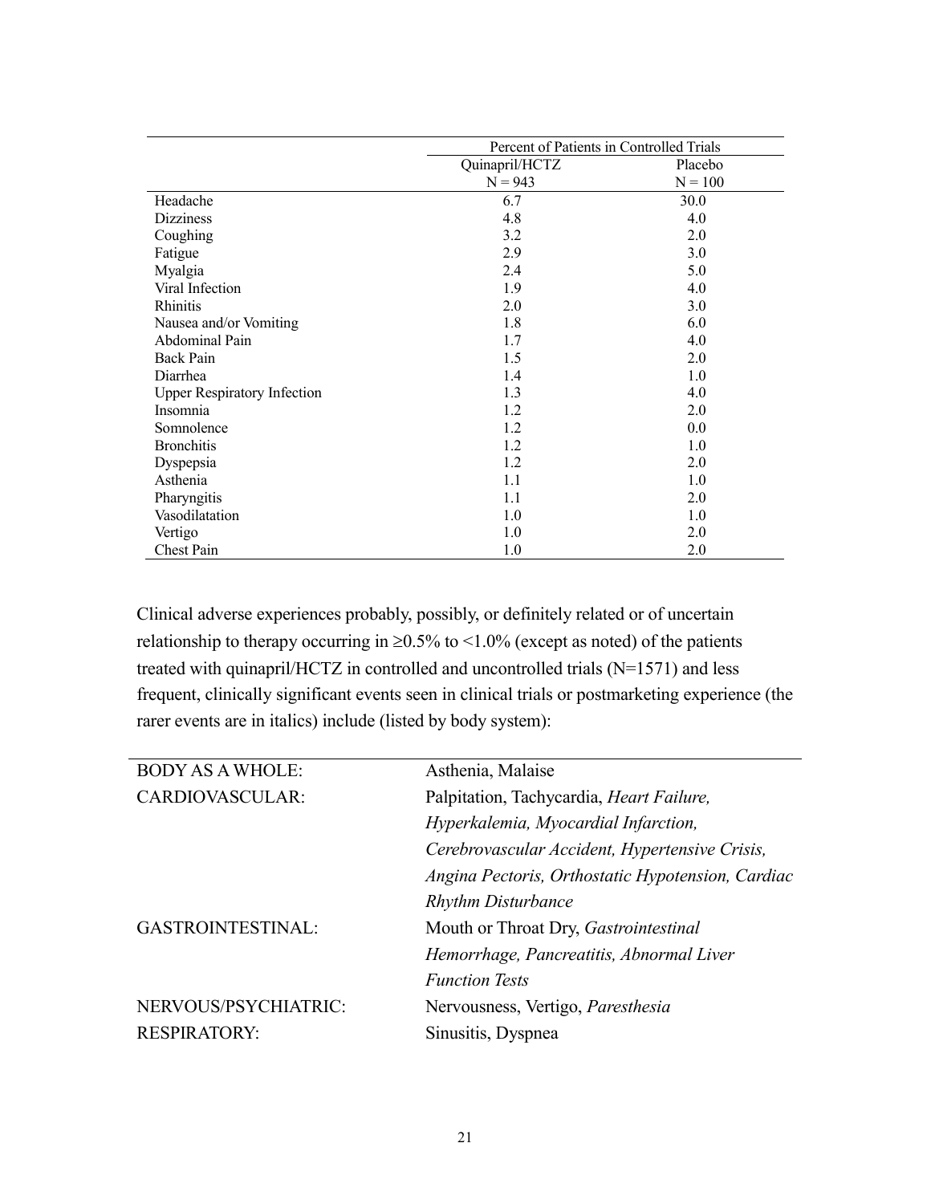| | Percent of Patients in Controlled Trials | |
|---|---|---|
| | Quinapril/HCTZ N = 943 | Placebo N = 100 |
| Headache | 6.7 | 30.0 |
| Dizziness | 4.8 | 4.0 |
| Coughing | 3.2 | 2.0 |
| Fatigue | 2.9 | 3.0 |
| Myalgia | 2.4 | 5.0 |
| Viral Infection | 1.9 | 4.0 |
| Rhinitis | 2.0 | 3.0 |
| Nausea and/or Vomiting | 1.8 | 6.0 |
| Abdominal Pain | 1.7 | 4.0 |
| Back Pain | 1.5 | 2.0 |
| Diarrhea | 1.4 | 1.0 |
| Upper Respiratory Infection | 1.3 | 4.0 |
| Insomnia | 1.2 | 2.0 |
| Somnolence | 1.2 | 0.0 |
| Bronchitis | 1.2 | 1.0 |
| Dyspepsia | 1.2 | 2.0 |
| Asthenia | 1.1 | 1.0 |
| Pharyngitis | 1.1 | 2.0 |
| Vasodilatation | 1.0 | 1.0 |
| Vertigo | 1.0 | 2.0 |
| Chest Pain | 1.0 | 2.0 |

Clinical adverse experiences probably, possibly, or definitely related or of uncertain relationship to therapy occurring in ≥0.5% to <1.0% (except as noted) of the patients treated with quinapril/HCTZ in controlled and uncontrolled trials (N=1571) and less frequent, clinically significant events seen in clinical trials or postmarketing experience (the rarer events are in italics) include (listed by body system):

| | |
|---|---|
| BODY AS A WHOLE: | Asthenia, Malaise |
| CARDIOVASCULAR: | Palpitation, Tachycardia, *Heart Failure, Hyperkalemia, Myocardial Infarction, Cerebrovascular Accident, Hypertensive Crisis, Angina Pectoris, Orthostatic Hypotension, Cardiac Rhythm Disturbance* |
| GASTROINTESTINAL: | Mouth or Throat Dry, *Gastrointestinal Hemorrhage, Pancreatitis, Abnormal Liver Function Tests* |
| NERVOUS/PSYCHIATRIC: | Nervousness, Vertigo, *Paresthesia* |
| RESPIRATORY: | Sinusitis, Dyspnea |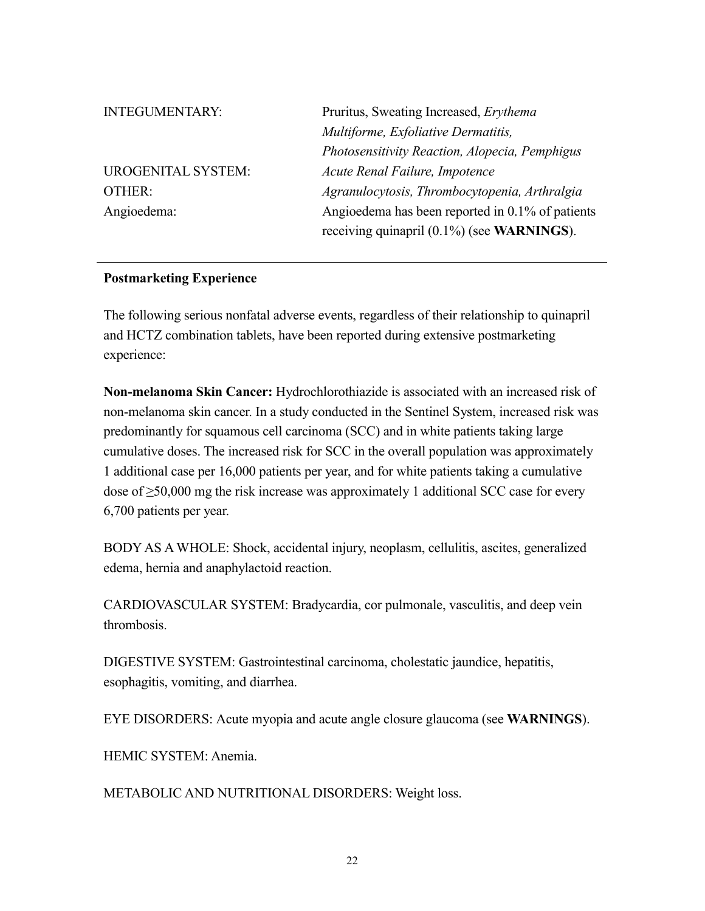| | |
|---|---|
| INTEGUMENTARY: | Pruritus, Sweating Increased, *Erythema Multiforme, Exfoliative Dermatitis, Photosensitivity Reaction, Alopecia, Pemphigus* |
| UROGENITAL SYSTEM: | *Acute Renal Failure, Impotence* |
| OTHER: | *Agranulocytosis, Thrombocytopenia, Arthralgia* |
| Angioedema: | Angioedema has been reported in 0.1% of patients receiving quinapril (0.1%) (see **WARNINGS**). |

**Postmarketing Experience**

The following serious nonfatal adverse events, regardless of their relationship to quinapril and HCTZ combination tablets, have been reported during extensive postmarketing experience:

**Non-melanoma Skin Cancer:** Hydrochlorothiazide is associated with an increased risk of non-melanoma skin cancer. In a study conducted in the Sentinel System, increased risk was predominantly for squamous cell carcinoma (SCC) and in white patients taking large cumulative doses. The increased risk for SCC in the overall population was approximately 1 additional case per 16,000 patients per year, and for white patients taking a cumulative dose of ≥50,000 mg the risk increase was approximately 1 additional SCC case for every 6,700 patients per year.

BODY AS A WHOLE: Shock, accidental injury, neoplasm, cellulitis, ascites, generalized edema, hernia and anaphylactoid reaction.

CARDIOVASCULAR SYSTEM: Bradycardia, cor pulmonale, vasculitis, and deep vein thrombosis.

DIGESTIVE SYSTEM: Gastrointestinal carcinoma, cholestatic jaundice, hepatitis, esophagitis, vomiting, and diarrhea.

EYE DISORDERS: Acute myopia and acute angle closure glaucoma (see **WARNINGS**).

HEMIC SYSTEM: Anemia.

METABOLIC AND NUTRITIONAL DISORDERS: Weight loss.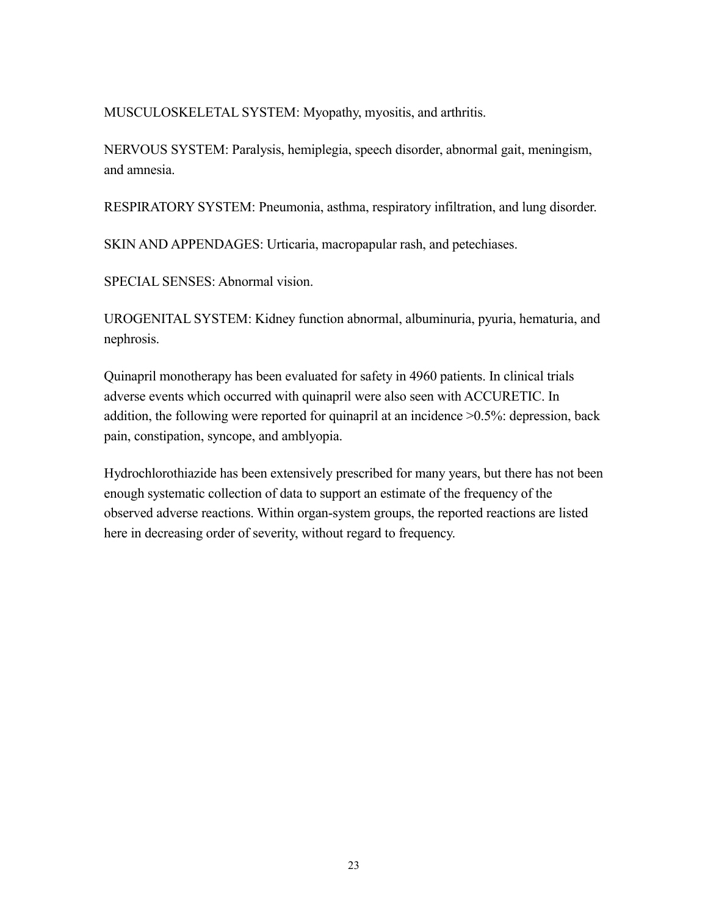MUSCULOSKELETAL SYSTEM: Myopathy, myositis, and arthritis.

NERVOUS SYSTEM: Paralysis, hemiplegia, speech disorder, abnormal gait, meningism, and amnesia.

RESPIRATORY SYSTEM: Pneumonia, asthma, respiratory infiltration, and lung disorder.

SKIN AND APPENDAGES: Urticaria, macropapular rash, and petechiases.

SPECIAL SENSES: Abnormal vision.

UROGENITAL SYSTEM: Kidney function abnormal, albuminuria, pyuria, hematuria, and nephrosis.

Quinapril monotherapy has been evaluated for safety in 4960 patients. In clinical trials adverse events which occurred with quinapril were also seen with ACCURETIC. In addition, the following were reported for quinapril at an incidence >0.5%: depression, back pain, constipation, syncope, and amblyopia.

Hydrochlorothiazide has been extensively prescribed for many years, but there has not been enough systematic collection of data to support an estimate of the frequency of the observed adverse reactions. Within organ-system groups, the reported reactions are listed here in decreasing order of severity, without regard to frequency.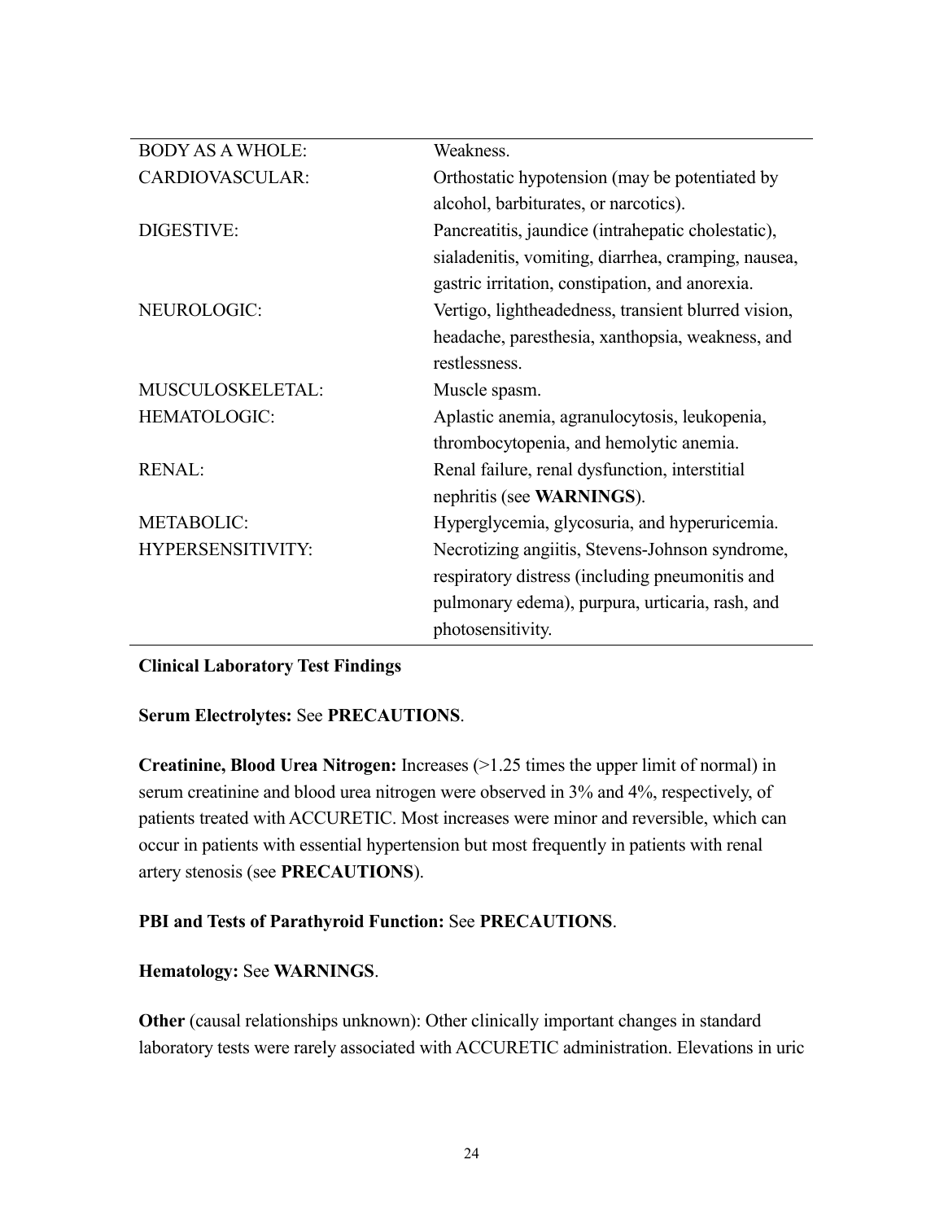| | |
|---|---|
| BODY AS A WHOLE: | Weakness. |
| CARDIOVASCULAR: | Orthostatic hypotension (may be potentiated by alcohol, barbiturates, or narcotics). |
| DIGESTIVE: | Pancreatitis, jaundice (intrahepatic cholestatic), sialadenitis, vomiting, diarrhea, cramping, nausea, gastric irritation, constipation, and anorexia. |
| NEUROLOGIC: | Vertigo, lightheadedness, transient blurred vision, headache, paresthesia, xanthopsia, weakness, and restlessness. |
| MUSCULOSKELETAL: | Muscle spasm. |
| HEMATOLOGIC: | Aplastic anemia, agranulocytosis, leukopenia, thrombocytopenia, and hemolytic anemia. |
| RENAL: | Renal failure, renal dysfunction, interstitial nephritis (see **WARNINGS**). |
| METABOLIC: | Hyperglycemia, glycosuria, and hyperuricemia. |
| HYPERSENSITIVITY: | Necrotizing angiitis, Stevens-Johnson syndrome, respiratory distress (including pneumonitis and pulmonary edema), purpura, urticaria, rash, and photosensitivity. |

**Clinical Laboratory Test Findings**

**Serum Electrolytes:** See **PRECAUTIONS**.

**Creatinine, Blood Urea Nitrogen:** Increases (>1.25 times the upper limit of normal) in serum creatinine and blood urea nitrogen were observed in 3% and 4%, respectively, of patients treated with ACCURETIC. Most increases were minor and reversible, which can occur in patients with essential hypertension but most frequently in patients with renal artery stenosis (see **PRECAUTIONS**).

**PBI and Tests of Parathyroid Function:** See **PRECAUTIONS**.

**Hematology:** See **WARNINGS**.

**Other** (causal relationships unknown): Other clinically important changes in standard laboratory tests were rarely associated with ACCURETIC administration. Elevations in uric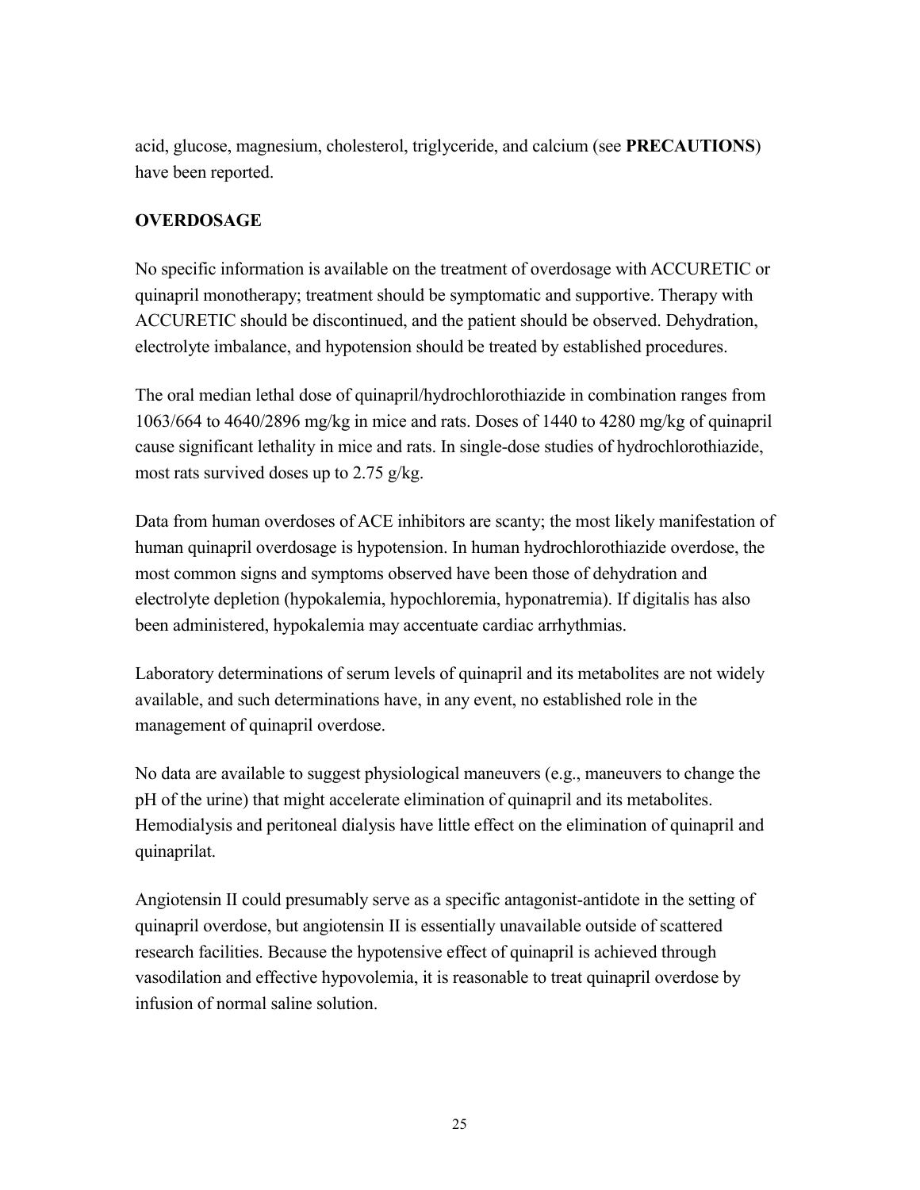acid, glucose, magnesium, cholesterol, triglyceride, and calcium (see **PRECAUTIONS**) have been reported.

## OVERDOSAGE

No specific information is available on the treatment of overdosage with ACCURETIC or quinapril monotherapy; treatment should be symptomatic and supportive. Therapy with ACCURETIC should be discontinued, and the patient should be observed. Dehydration, electrolyte imbalance, and hypotension should be treated by established procedures.

The oral median lethal dose of quinapril/hydrochlorothiazide in combination ranges from 1063/664 to 4640/2896 mg/kg in mice and rats. Doses of 1440 to 4280 mg/kg of quinapril cause significant lethality in mice and rats. In single-dose studies of hydrochlorothiazide, most rats survived doses up to 2.75 g/kg.

Data from human overdoses of ACE inhibitors are scanty; the most likely manifestation of human quinapril overdosage is hypotension. In human hydrochlorothiazide overdose, the most common signs and symptoms observed have been those of dehydration and electrolyte depletion (hypokalemia, hypochloremia, hyponatremia). If digitalis has also been administered, hypokalemia may accentuate cardiac arrhythmias.

Laboratory determinations of serum levels of quinapril and its metabolites are not widely available, and such determinations have, in any event, no established role in the management of quinapril overdose.

No data are available to suggest physiological maneuvers (e.g., maneuvers to change the pH of the urine) that might accelerate elimination of quinapril and its metabolites. Hemodialysis and peritoneal dialysis have little effect on the elimination of quinapril and quinaprilat.

Angiotensin II could presumably serve as a specific antagonist-antidote in the setting of quinapril overdose, but angiotensin II is essentially unavailable outside of scattered research facilities. Because the hypotensive effect of quinapril is achieved through vasodilation and effective hypovolemia, it is reasonable to treat quinapril overdose by infusion of normal saline solution.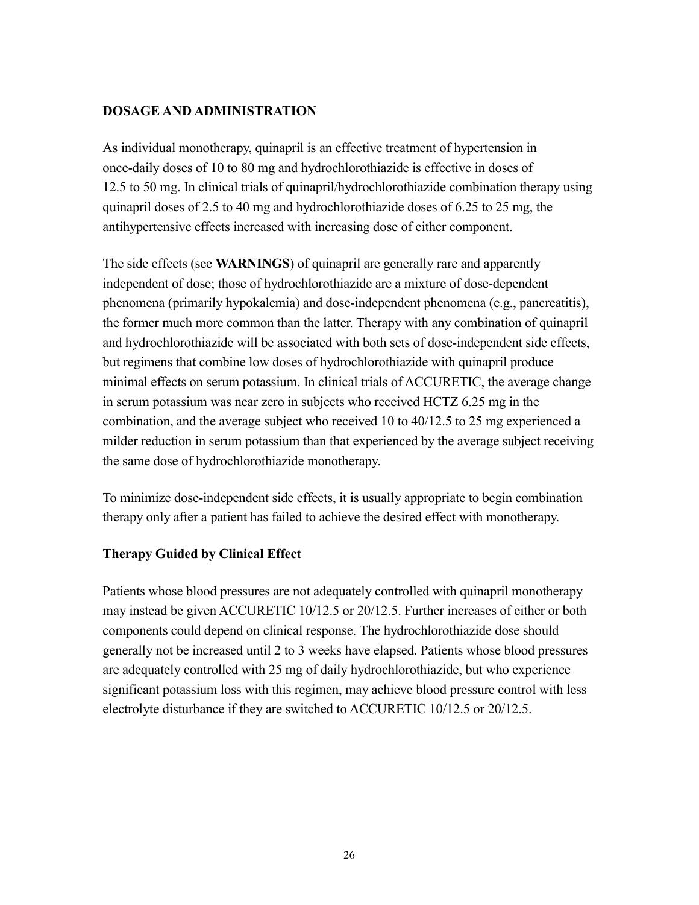## DOSAGE AND ADMINISTRATION

As individual monotherapy, quinapril is an effective treatment of hypertension in once-daily doses of 10 to 80 mg and hydrochlorothiazide is effective in doses of 12.5 to 50 mg. In clinical trials of quinapril/hydrochlorothiazide combination therapy using quinapril doses of 2.5 to 40 mg and hydrochlorothiazide doses of 6.25 to 25 mg, the antihypertensive effects increased with increasing dose of either component.

The side effects (see **WARNINGS**) of quinapril are generally rare and apparently independent of dose; those of hydrochlorothiazide are a mixture of dose-dependent phenomena (primarily hypokalemia) and dose-independent phenomena (e.g., pancreatitis), the former much more common than the latter. Therapy with any combination of quinapril and hydrochlorothiazide will be associated with both sets of dose-independent side effects, but regimens that combine low doses of hydrochlorothiazide with quinapril produce minimal effects on serum potassium. In clinical trials of ACCURETIC, the average change in serum potassium was near zero in subjects who received HCTZ 6.25 mg in the combination, and the average subject who received 10 to 40/12.5 to 25 mg experienced a milder reduction in serum potassium than that experienced by the average subject receiving the same dose of hydrochlorothiazide monotherapy.

To minimize dose-independent side effects, it is usually appropriate to begin combination therapy only after a patient has failed to achieve the desired effect with monotherapy.

### Therapy Guided by Clinical Effect

Patients whose blood pressures are not adequately controlled with quinapril monotherapy may instead be given ACCURETIC 10/12.5 or 20/12.5. Further increases of either or both components could depend on clinical response. The hydrochlorothiazide dose should generally not be increased until 2 to 3 weeks have elapsed. Patients whose blood pressures are adequately controlled with 25 mg of daily hydrochlorothiazide, but who experience significant potassium loss with this regimen, may achieve blood pressure control with less electrolyte disturbance if they are switched to ACCURETIC 10/12.5 or 20/12.5.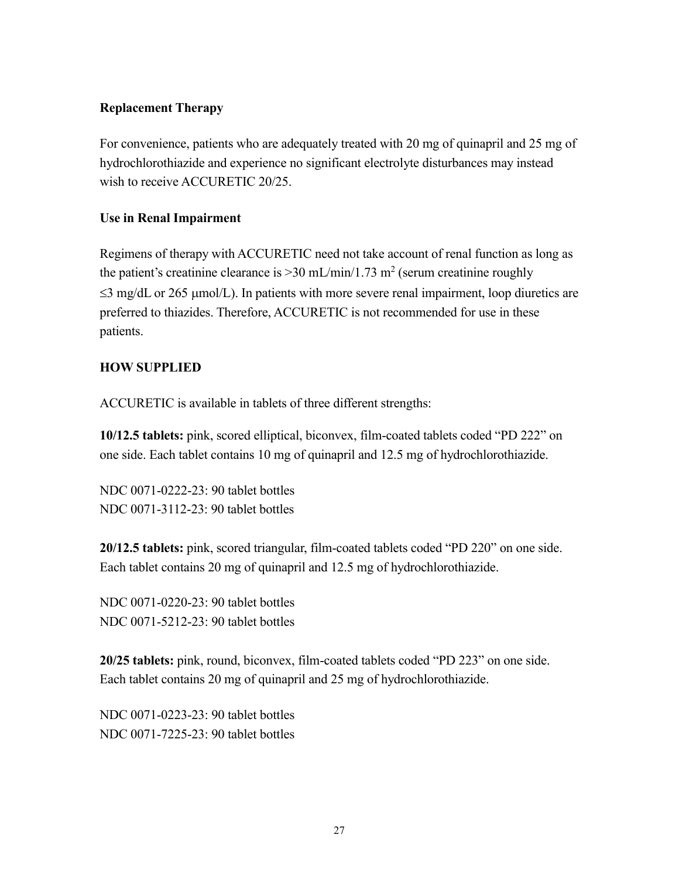### Replacement Therapy

For convenience, patients who are adequately treated with 20 mg of quinapril and 25 mg of hydrochlorothiazide and experience no significant electrolyte disturbances may instead wish to receive ACCURETIC 20/25.

### Use in Renal Impairment

Regimens of therapy with ACCURETIC need not take account of renal function as long as the patient's creatinine clearance is >30 mL/min/1.73 $m^2$ (serum creatinine roughly ≤3 mg/dL or 265 μmol/L). In patients with more severe renal impairment, loop diuretics are preferred to thiazides. Therefore, ACCURETIC is not recommended for use in these patients.

## HOW SUPPLIED

ACCURETIC is available in tablets of three different strengths:

**10/12.5 tablets:** pink, scored elliptical, biconvex, film-coated tablets coded "PD 222" on one side. Each tablet contains 10 mg of quinapril and 12.5 mg of hydrochlorothiazide.

NDC 0071-0222-23: 90 tablet bottles
NDC 0071-3112-23: 90 tablet bottles

**20/12.5 tablets:** pink, scored triangular, film-coated tablets coded "PD 220" on one side. Each tablet contains 20 mg of quinapril and 12.5 mg of hydrochlorothiazide.

NDC 0071-0220-23: 90 tablet bottles
NDC 0071-5212-23: 90 tablet bottles

**20/25 tablets:** pink, round, biconvex, film-coated tablets coded "PD 223" on one side. Each tablet contains 20 mg of quinapril and 25 mg of hydrochlorothiazide.

NDC 0071-0223-23: 90 tablet bottles
NDC 0071-7225-23: 90 tablet bottles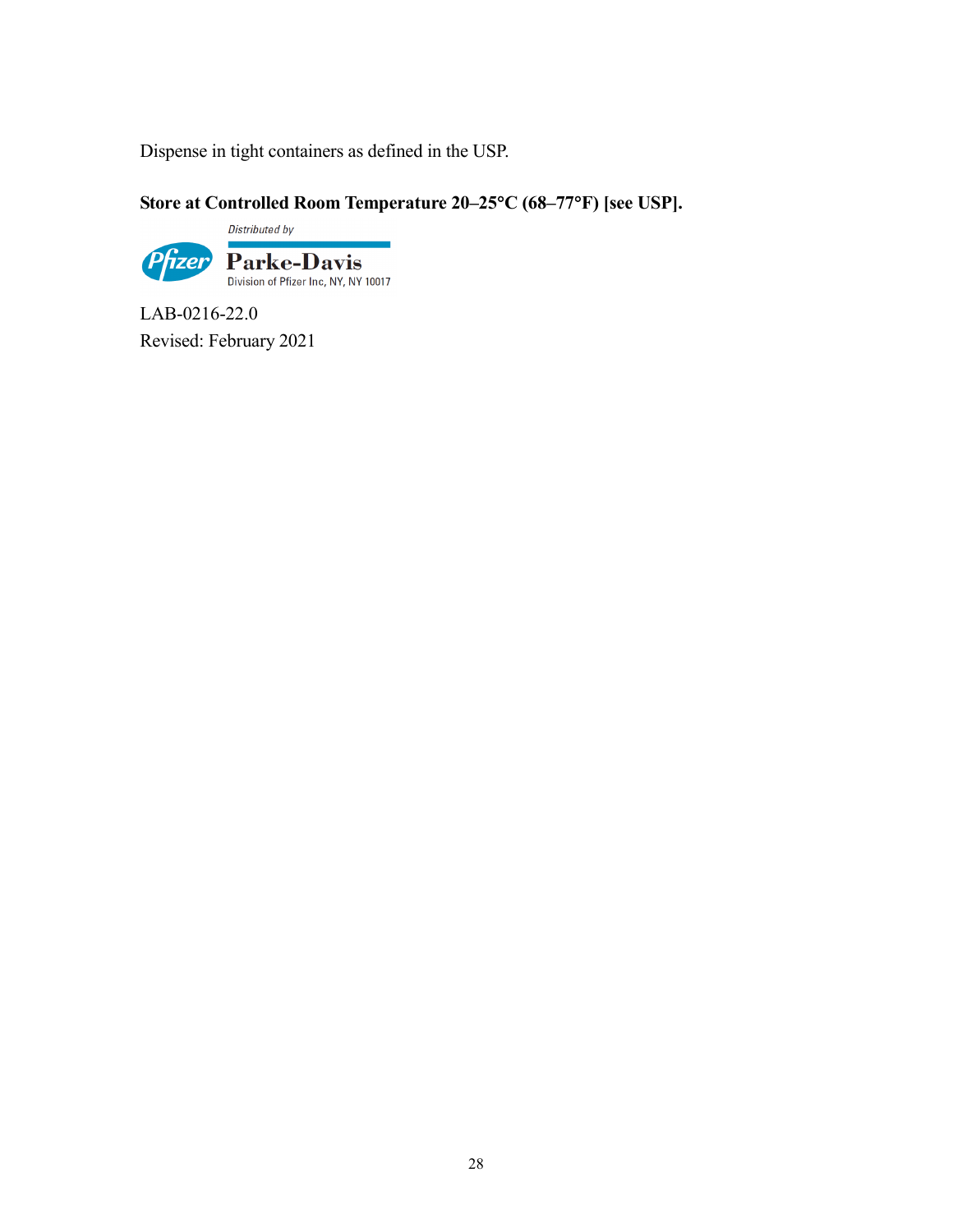Dispense in tight containers as defined in the USP.

**Store at Controlled Room Temperature 20–25°C (68–77°F) [see USP].**

Distributed by

Pfizer

Parke-Davis

Division of Pfizer Inc, NY, NY 10017

LAB-0216-22.0

Revised: February 2021